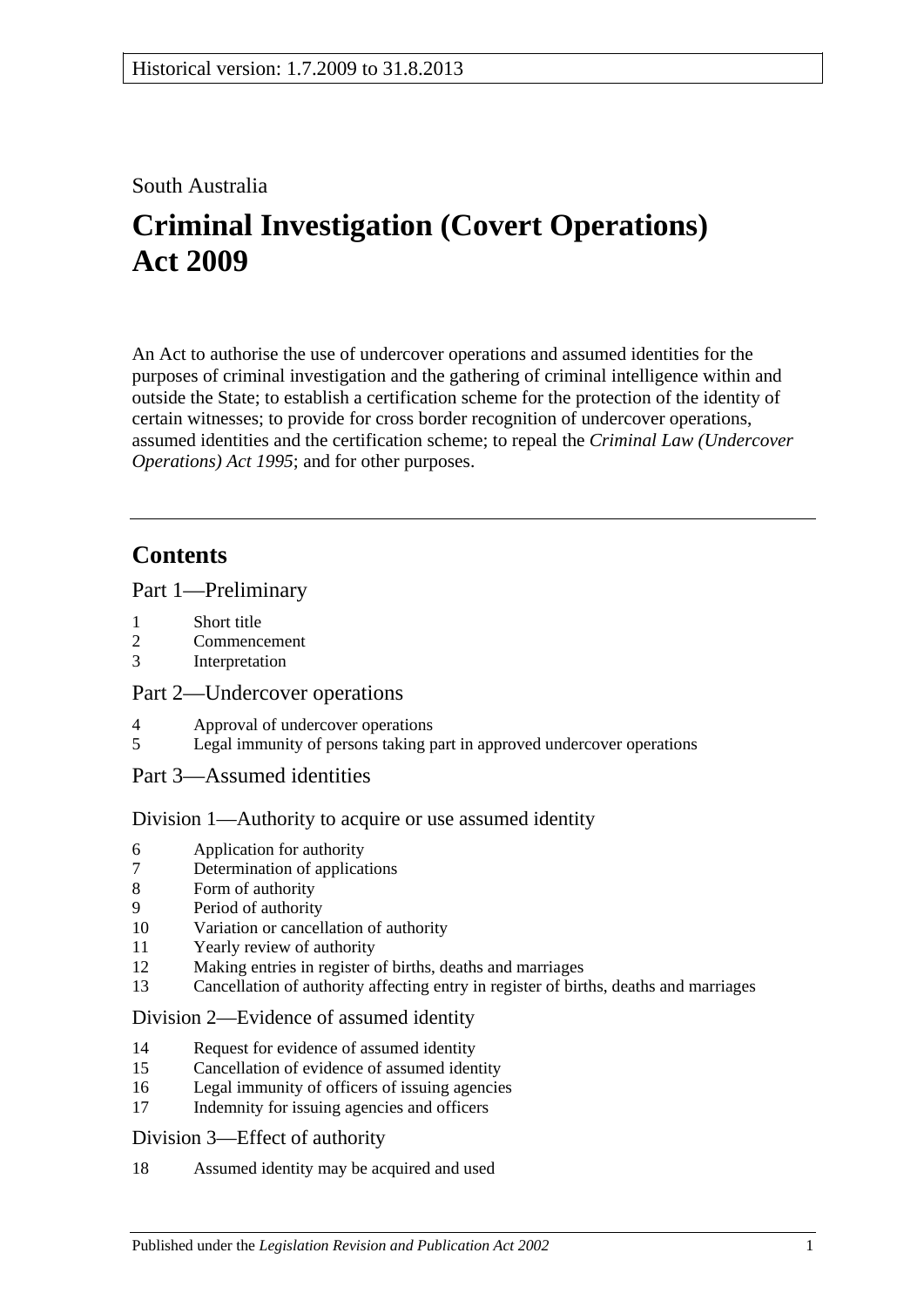Historical version: 1.7.2009 to 31.8.2013

South Australia

# Criminal Investigation (Covert Operations) Act 2009

An Act to authorise the use of undercover operations and assumed identities for the purposes of criminal investigation and the gathering of criminal intelligence within and outside the State; to establish a certification scheme for the protection of the identity of certain witnesses; to provide for cross border recognition of undercover operations, assumed identities and the certification scheme; to repeal the *Criminal Law (Undercover Operations) Act 1995*; and for other purposes.

## Contents

### Part 1—Preliminary

1 Short title
2 Commencement
3 Interpretation

### Part 2—Undercover operations

4 Approval of undercover operations
5 Legal immunity of persons taking part in approved undercover operations

### Part 3—Assumed identities

#### Division 1—Authority to acquire or use assumed identity

6 Application for authority
7 Determination of applications
8 Form of authority
9 Period of authority
10 Variation or cancellation of authority
11 Yearly review of authority
12 Making entries in register of births, deaths and marriages
13 Cancellation of authority affecting entry in register of births, deaths and marriages

#### Division 2—Evidence of assumed identity

14 Request for evidence of assumed identity
15 Cancellation of evidence of assumed identity
16 Legal immunity of officers of issuing agencies
17 Indemnity for issuing agencies and officers

#### Division 3—Effect of authority

18 Assumed identity may be acquired and used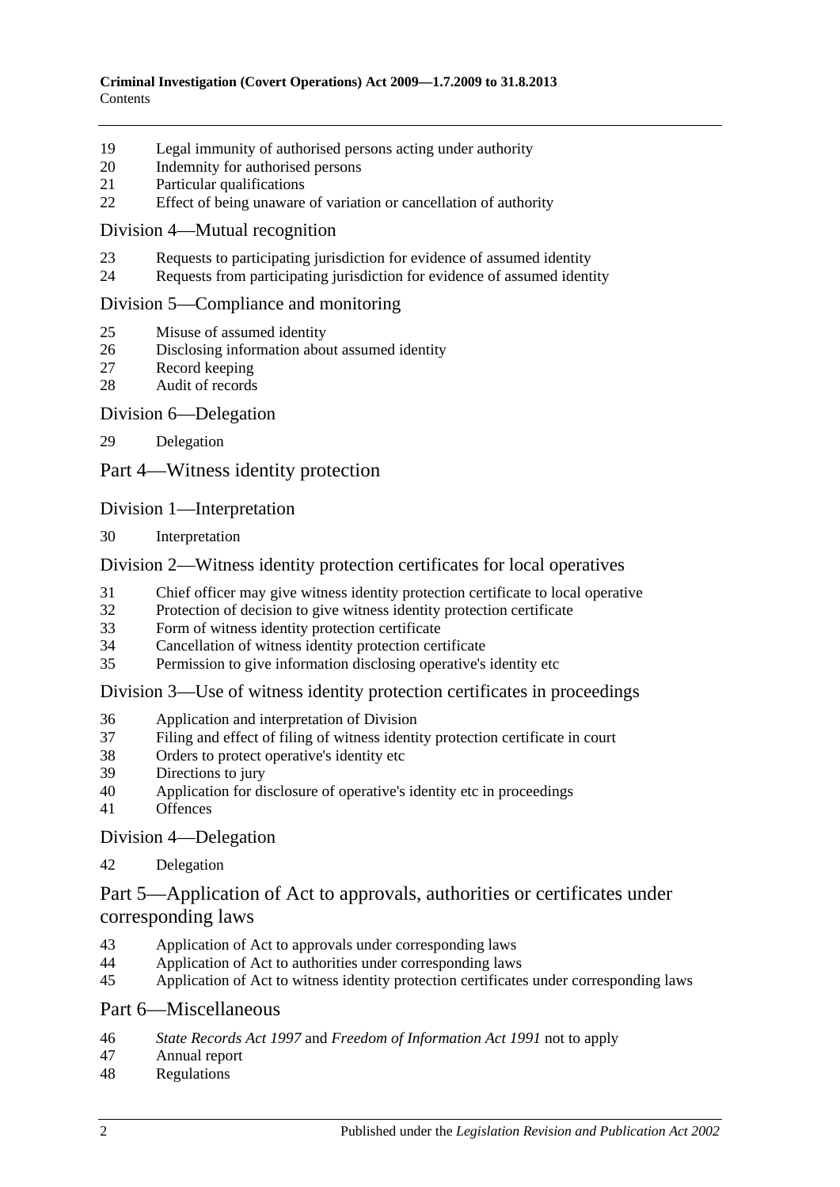19 Legal immunity of authorised persons acting under authority
20 Indemnity for authorised persons
21 Particular qualifications
22 Effect of being unaware of variation or cancellation of authority

## Division 4—Mutual recognition

23 Requests to participating jurisdiction for evidence of assumed identity
24 Requests from participating jurisdiction for evidence of assumed identity

## Division 5—Compliance and monitoring

25 Misuse of assumed identity
26 Disclosing information about assumed identity
27 Record keeping
28 Audit of records

## Division 6—Delegation

29 Delegation

# Part 4—Witness identity protection

## Division 1—Interpretation

30 Interpretation

## Division 2—Witness identity protection certificates for local operatives

31 Chief officer may give witness identity protection certificate to local operative
32 Protection of decision to give witness identity protection certificate
33 Form of witness identity protection certificate
34 Cancellation of witness identity protection certificate
35 Permission to give information disclosing operative's identity etc

## Division 3—Use of witness identity protection certificates in proceedings

36 Application and interpretation of Division
37 Filing and effect of filing of witness identity protection certificate in court
38 Orders to protect operative's identity etc
39 Directions to jury
40 Application for disclosure of operative's identity etc in proceedings
41 Offences

## Division 4—Delegation

42 Delegation

# Part 5—Application of Act to approvals, authorities or certificates under corresponding laws

43 Application of Act to approvals under corresponding laws
44 Application of Act to authorities under corresponding laws
45 Application of Act to witness identity protection certificates under corresponding laws

# Part 6—Miscellaneous

46 *State Records Act 1997* and *Freedom of Information Act 1991* not to apply
47 Annual report
48 Regulations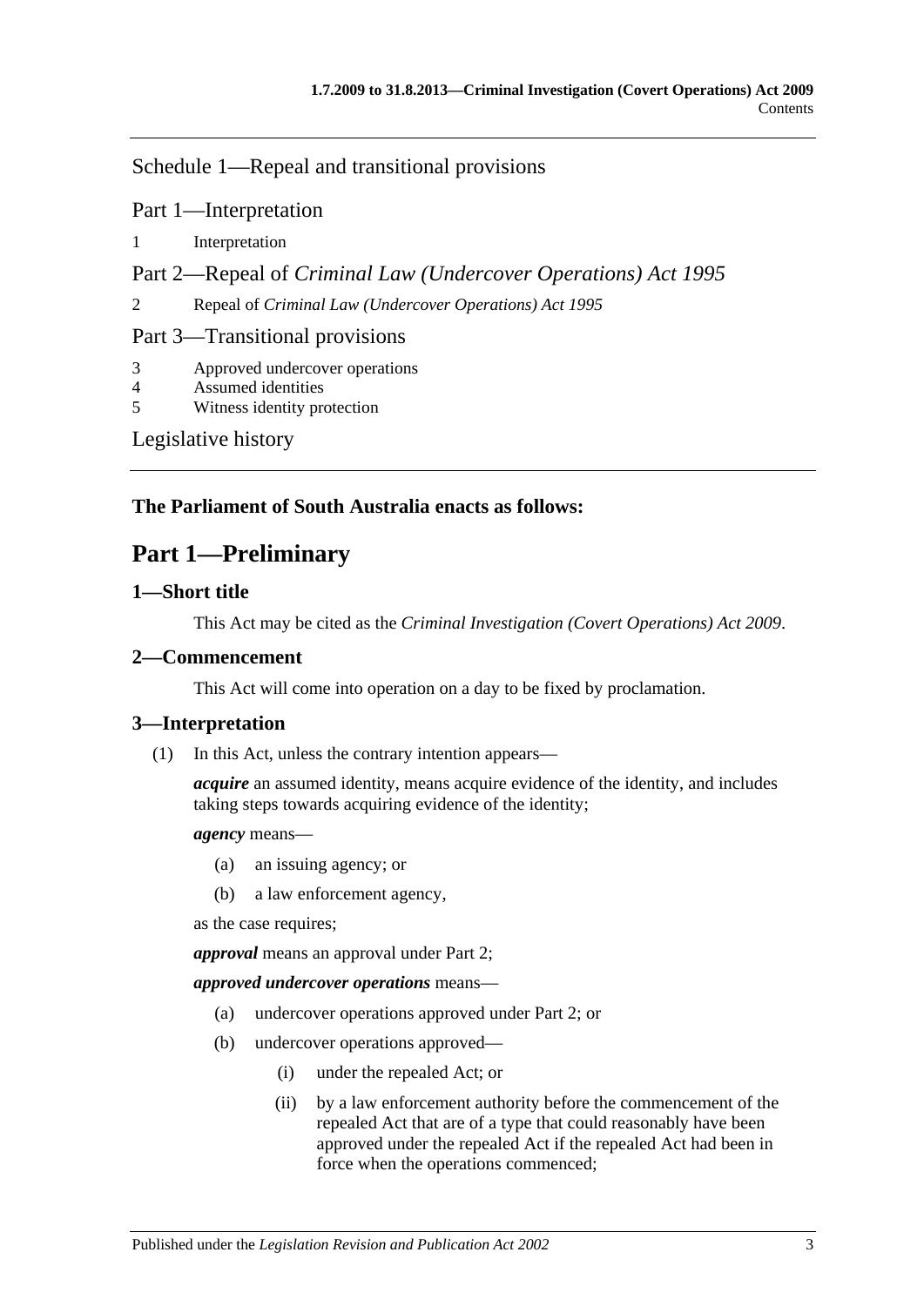## Schedule 1—Repeal and transitional provisions

### Part 1—Interpretation

1 Interpretation

### Part 2—Repeal of *Criminal Law (Undercover Operations) Act 1995*

2 Repeal of *Criminal Law (Undercover Operations) Act 1995*

### Part 3—Transitional provisions

3 Approved undercover operations
4 Assumed identities
5 Witness identity protection

## Legislative history

**The Parliament of South Australia enacts as follows:**

# Part 1—Preliminary

### 1—Short title

This Act may be cited as the *Criminal Investigation (Covert Operations) Act 2009*.

### 2—Commencement

This Act will come into operation on a day to be fixed by proclamation.

### 3—Interpretation

(1) In this Act, unless the contrary intention appears—

***acquire*** an assumed identity, means acquire evidence of the identity, and includes taking steps towards acquiring evidence of the identity;

***agency*** means—

(a) an issuing agency; or

(b) a law enforcement agency,

as the case requires;

***approval*** means an approval under Part 2;

***approved undercover operations*** means—

(a) undercover operations approved under Part 2; or

(b) undercover operations approved—

(i) under the repealed Act; or

(ii) by a law enforcement authority before the commencement of the repealed Act that are of a type that could reasonably have been approved under the repealed Act if the repealed Act had been in force when the operations commenced;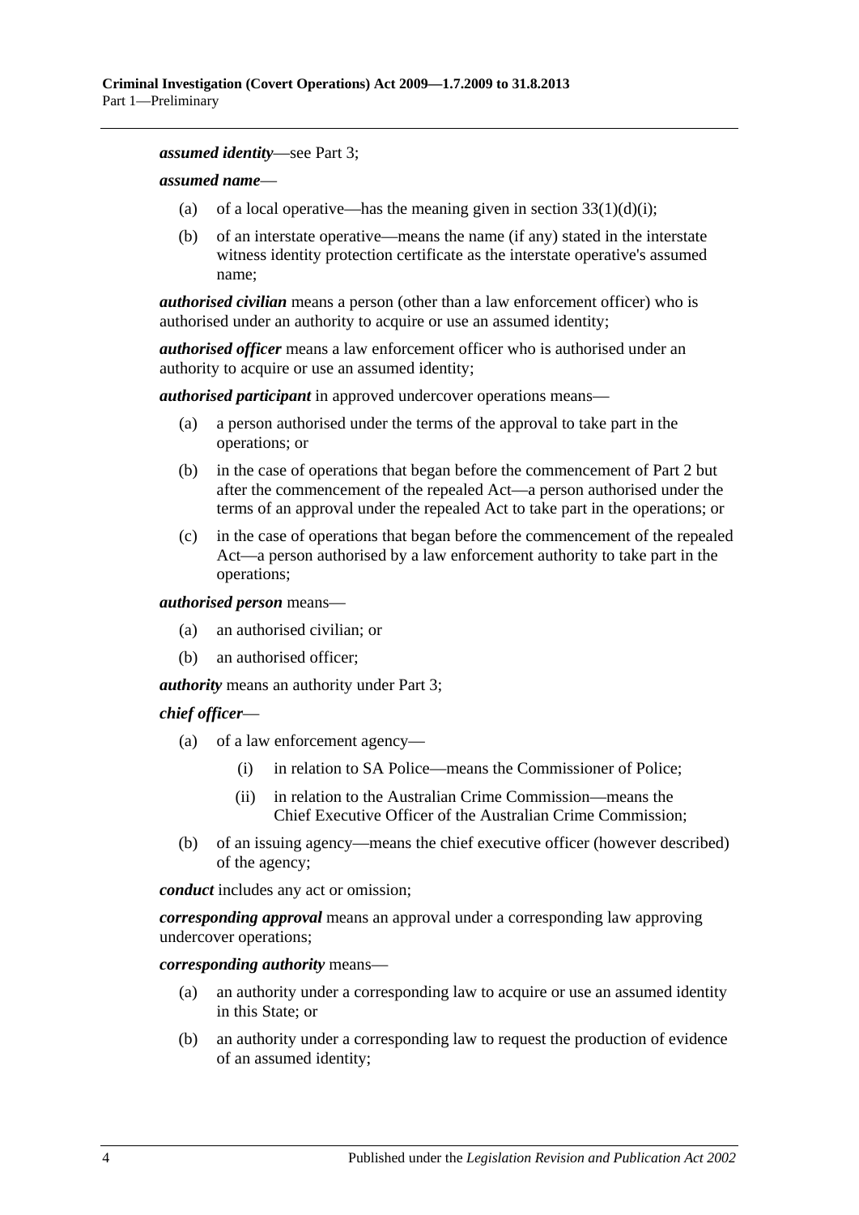***assumed identity***—see Part 3;

***assumed name***—

(a) of a local operative—has the meaning given in section 33(1)(d)(i);

(b) of an interstate operative—means the name (if any) stated in the interstate witness identity protection certificate as the interstate operative's assumed name;

***authorised civilian*** means a person (other than a law enforcement officer) who is authorised under an authority to acquire or use an assumed identity;

***authorised officer*** means a law enforcement officer who is authorised under an authority to acquire or use an assumed identity;

***authorised participant*** in approved undercover operations means—

(a) a person authorised under the terms of the approval to take part in the operations; or

(b) in the case of operations that began before the commencement of Part 2 but after the commencement of the repealed Act—a person authorised under the terms of an approval under the repealed Act to take part in the operations; or

(c) in the case of operations that began before the commencement of the repealed Act—a person authorised by a law enforcement authority to take part in the operations;

***authorised person*** means—

(a) an authorised civilian; or

(b) an authorised officer;

***authority*** means an authority under Part 3;

***chief officer***—

(a) of a law enforcement agency—

(i) in relation to SA Police—means the Commissioner of Police;

(ii) in relation to the Australian Crime Commission—means the Chief Executive Officer of the Australian Crime Commission;

(b) of an issuing agency—means the chief executive officer (however described) of the agency;

***conduct*** includes any act or omission;

***corresponding approval*** means an approval under a corresponding law approving undercover operations;

***corresponding authority*** means—

(a) an authority under a corresponding law to acquire or use an assumed identity in this State; or

(b) an authority under a corresponding law to request the production of evidence of an assumed identity;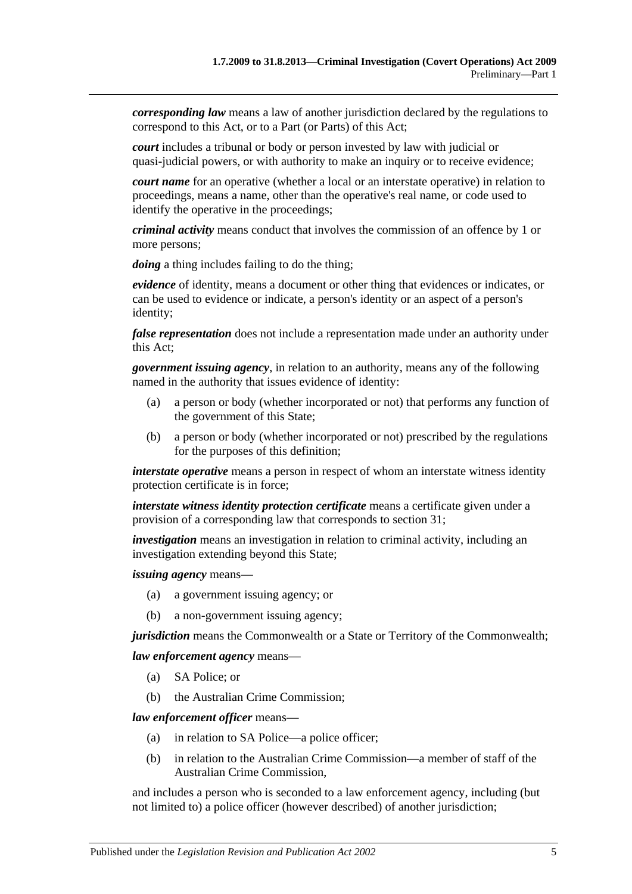***corresponding law*** means a law of another jurisdiction declared by the regulations to correspond to this Act, or to a Part (or Parts) of this Act;

***court*** includes a tribunal or body or person invested by law with judicial or quasi-judicial powers, or with authority to make an inquiry or to receive evidence;

***court name*** for an operative (whether a local or an interstate operative) in relation to proceedings, means a name, other than the operative's real name, or code used to identify the operative in the proceedings;

***criminal activity*** means conduct that involves the commission of an offence by 1 or more persons;

***doing*** a thing includes failing to do the thing;

***evidence*** of identity, means a document or other thing that evidences or indicates, or can be used to evidence or indicate, a person's identity or an aspect of a person's identity;

***false representation*** does not include a representation made under an authority under this Act;

***government issuing agency***, in relation to an authority, means any of the following named in the authority that issues evidence of identity:

(a) a person or body (whether incorporated or not) that performs any function of the government of this State;

(b) a person or body (whether incorporated or not) prescribed by the regulations for the purposes of this definition;

***interstate operative*** means a person in respect of whom an interstate witness identity protection certificate is in force;

***interstate witness identity protection certificate*** means a certificate given under a provision of a corresponding law that corresponds to section 31;

***investigation*** means an investigation in relation to criminal activity, including an investigation extending beyond this State;

***issuing agency*** means—

(a) a government issuing agency; or

(b) a non-government issuing agency;

***jurisdiction*** means the Commonwealth or a State or Territory of the Commonwealth;

***law enforcement agency*** means—

(a) SA Police; or

(b) the Australian Crime Commission;

***law enforcement officer*** means—

(a) in relation to SA Police—a police officer;

(b) in relation to the Australian Crime Commission—a member of staff of the Australian Crime Commission,

and includes a person who is seconded to a law enforcement agency, including (but not limited to) a police officer (however described) of another jurisdiction;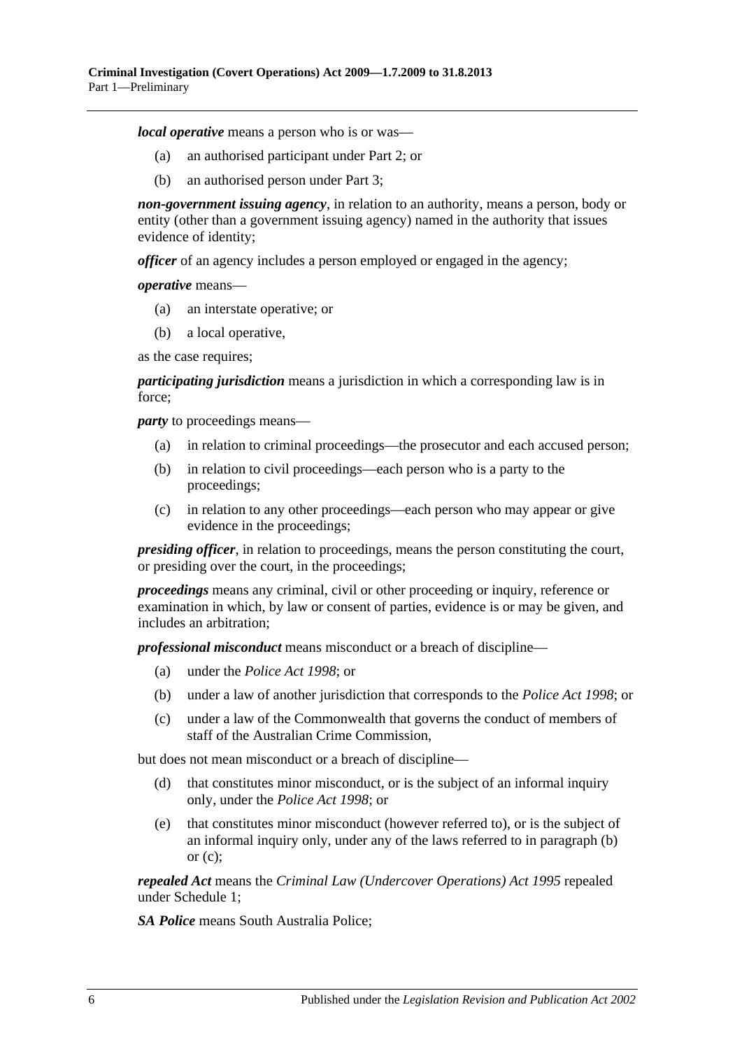***local operative*** means a person who is or was—

- (a) an authorised participant under Part 2; or
- (b) an authorised person under Part 3;

***non-government issuing agency***, in relation to an authority, means a person, body or entity (other than a government issuing agency) named in the authority that issues evidence of identity;

***officer*** of an agency includes a person employed or engaged in the agency;

***operative*** means—

- (a) an interstate operative; or
- (b) a local operative,

as the case requires;

***participating jurisdiction*** means a jurisdiction in which a corresponding law is in force;

***party*** to proceedings means—

- (a) in relation to criminal proceedings—the prosecutor and each accused person;
- (b) in relation to civil proceedings—each person who is a party to the proceedings;
- (c) in relation to any other proceedings—each person who may appear or give evidence in the proceedings;

***presiding officer***, in relation to proceedings, means the person constituting the court, or presiding over the court, in the proceedings;

***proceedings*** means any criminal, civil or other proceeding or inquiry, reference or examination in which, by law or consent of parties, evidence is or may be given, and includes an arbitration;

***professional misconduct*** means misconduct or a breach of discipline—

- (a) under the *Police Act 1998*; or
- (b) under a law of another jurisdiction that corresponds to the *Police Act 1998*; or
- (c) under a law of the Commonwealth that governs the conduct of members of staff of the Australian Crime Commission,

but does not mean misconduct or a breach of discipline—

- (d) that constitutes minor misconduct, or is the subject of an informal inquiry only, under the *Police Act 1998*; or
- (e) that constitutes minor misconduct (however referred to), or is the subject of an informal inquiry only, under any of the laws referred to in paragraph (b) or (c);

***repealed Act*** means the *Criminal Law (Undercover Operations) Act 1995* repealed under Schedule 1;

***SA Police*** means South Australia Police;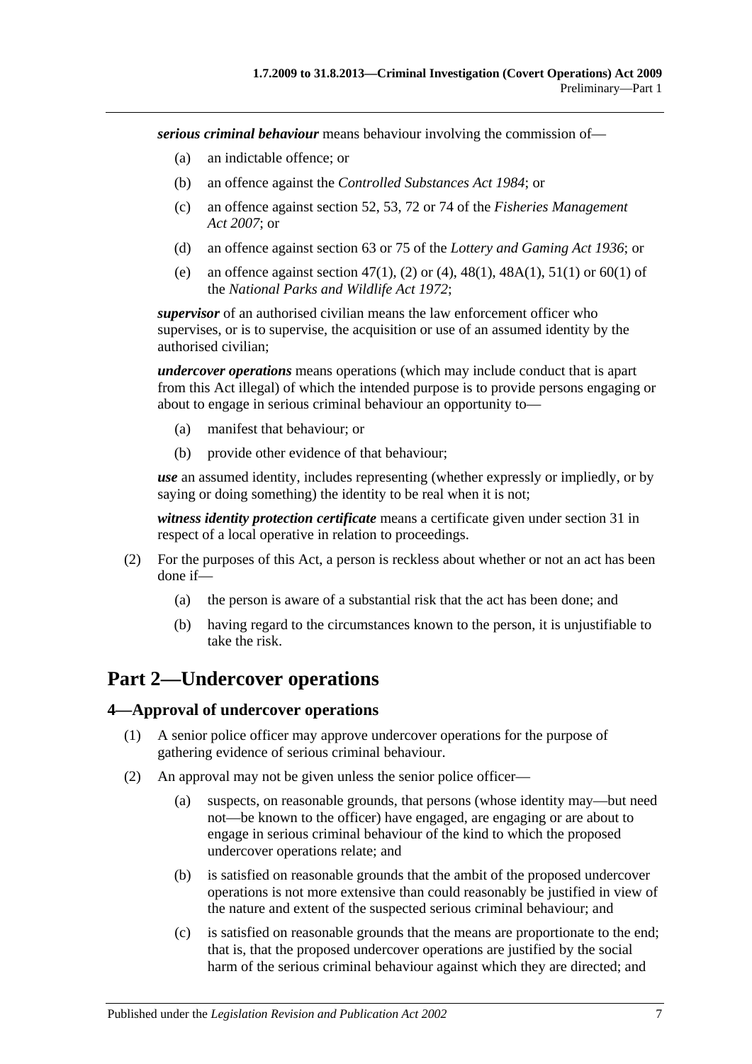***serious criminal behaviour*** means behaviour involving the commission of—

(a) an indictable offence; or

(b) an offence against the *Controlled Substances Act 1984*; or

(c) an offence against section 52, 53, 72 or 74 of the *Fisheries Management Act 2007*; or

(d) an offence against section 63 or 75 of the *Lottery and Gaming Act 1936*; or

(e) an offence against section 47(1), (2) or (4), 48(1), 48A(1), 51(1) or 60(1) of the *National Parks and Wildlife Act 1972*;

***supervisor*** of an authorised civilian means the law enforcement officer who supervises, or is to supervise, the acquisition or use of an assumed identity by the authorised civilian;

***undercover operations*** means operations (which may include conduct that is apart from this Act illegal) of which the intended purpose is to provide persons engaging or about to engage in serious criminal behaviour an opportunity to—

(a) manifest that behaviour; or

(b) provide other evidence of that behaviour;

***use*** an assumed identity, includes representing (whether expressly or impliedly, or by saying or doing something) the identity to be real when it is not;

***witness identity protection certificate*** means a certificate given under section 31 in respect of a local operative in relation to proceedings.

(2) For the purposes of this Act, a person is reckless about whether or not an act has been done if—

(a) the person is aware of a substantial risk that the act has been done; and

(b) having regard to the circumstances known to the person, it is unjustifiable to take the risk.

# Part 2—Undercover operations

## 4—Approval of undercover operations

(1) A senior police officer may approve undercover operations for the purpose of gathering evidence of serious criminal behaviour.

(2) An approval may not be given unless the senior police officer—

(a) suspects, on reasonable grounds, that persons (whose identity may—but need not—be known to the officer) have engaged, are engaging or are about to engage in serious criminal behaviour of the kind to which the proposed undercover operations relate; and

(b) is satisfied on reasonable grounds that the ambit of the proposed undercover operations is not more extensive than could reasonably be justified in view of the nature and extent of the suspected serious criminal behaviour; and

(c) is satisfied on reasonable grounds that the means are proportionate to the end; that is, that the proposed undercover operations are justified by the social harm of the serious criminal behaviour against which they are directed; and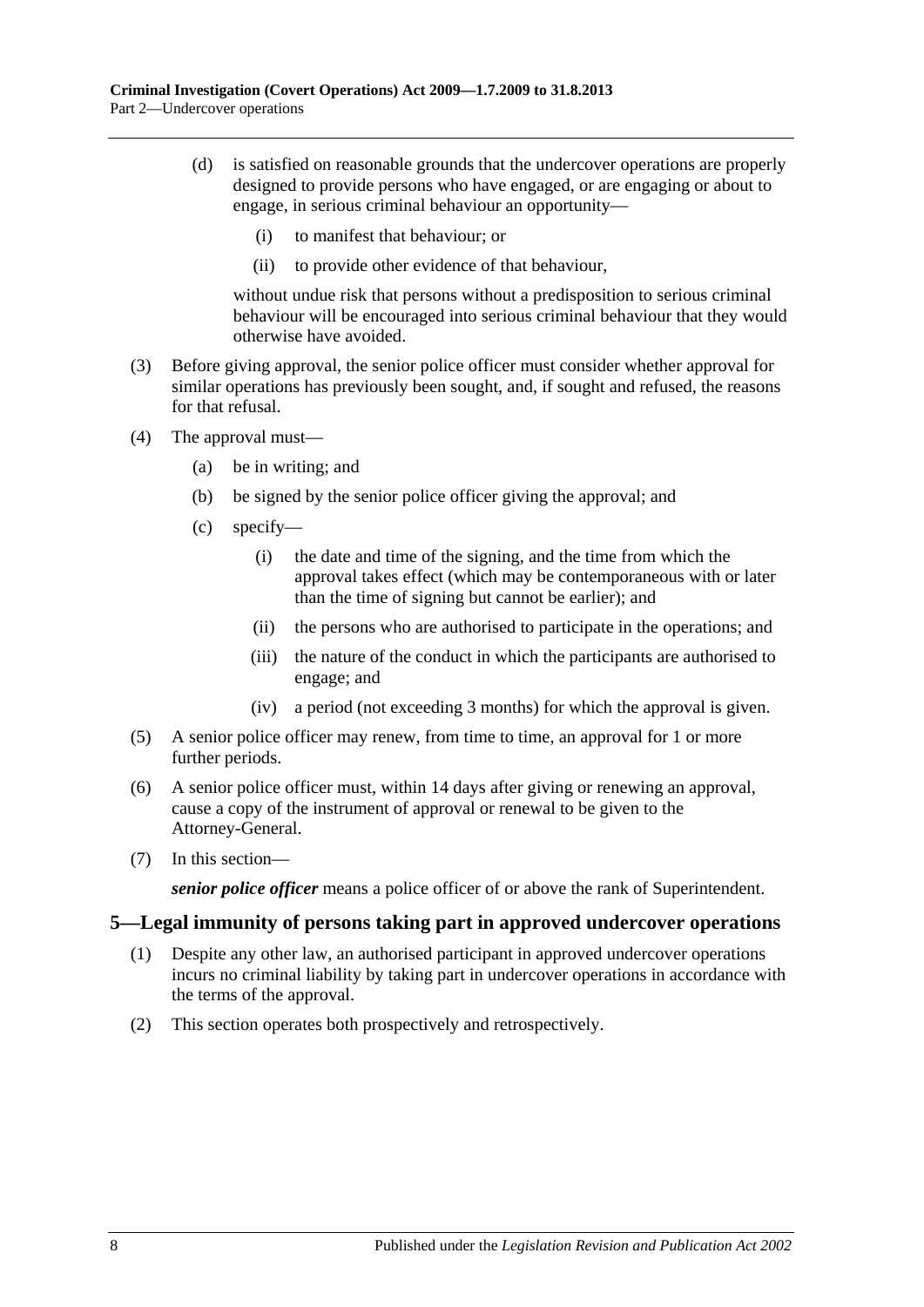(d) is satisfied on reasonable grounds that the undercover operations are properly designed to provide persons who have engaged, or are engaging or about to engage, in serious criminal behaviour an opportunity—

(i) to manifest that behaviour; or

(ii) to provide other evidence of that behaviour,

without undue risk that persons without a predisposition to serious criminal behaviour will be encouraged into serious criminal behaviour that they would otherwise have avoided.

(3) Before giving approval, the senior police officer must consider whether approval for similar operations has previously been sought, and, if sought and refused, the reasons for that refusal.

(4) The approval must—

(a) be in writing; and

(b) be signed by the senior police officer giving the approval; and

(c) specify—

(i) the date and time of the signing, and the time from which the approval takes effect (which may be contemporaneous with or later than the time of signing but cannot be earlier); and

(ii) the persons who are authorised to participate in the operations; and

(iii) the nature of the conduct in which the participants are authorised to engage; and

(iv) a period (not exceeding 3 months) for which the approval is given.

(5) A senior police officer may renew, from time to time, an approval for 1 or more further periods.

(6) A senior police officer must, within 14 days after giving or renewing an approval, cause a copy of the instrument of approval or renewal to be given to the Attorney-General.

(7) In this section—

***senior police officer*** means a police officer of or above the rank of Superintendent.

## 5—Legal immunity of persons taking part in approved undercover operations

(1) Despite any other law, an authorised participant in approved undercover operations incurs no criminal liability by taking part in undercover operations in accordance with the terms of the approval.

(2) This section operates both prospectively and retrospectively.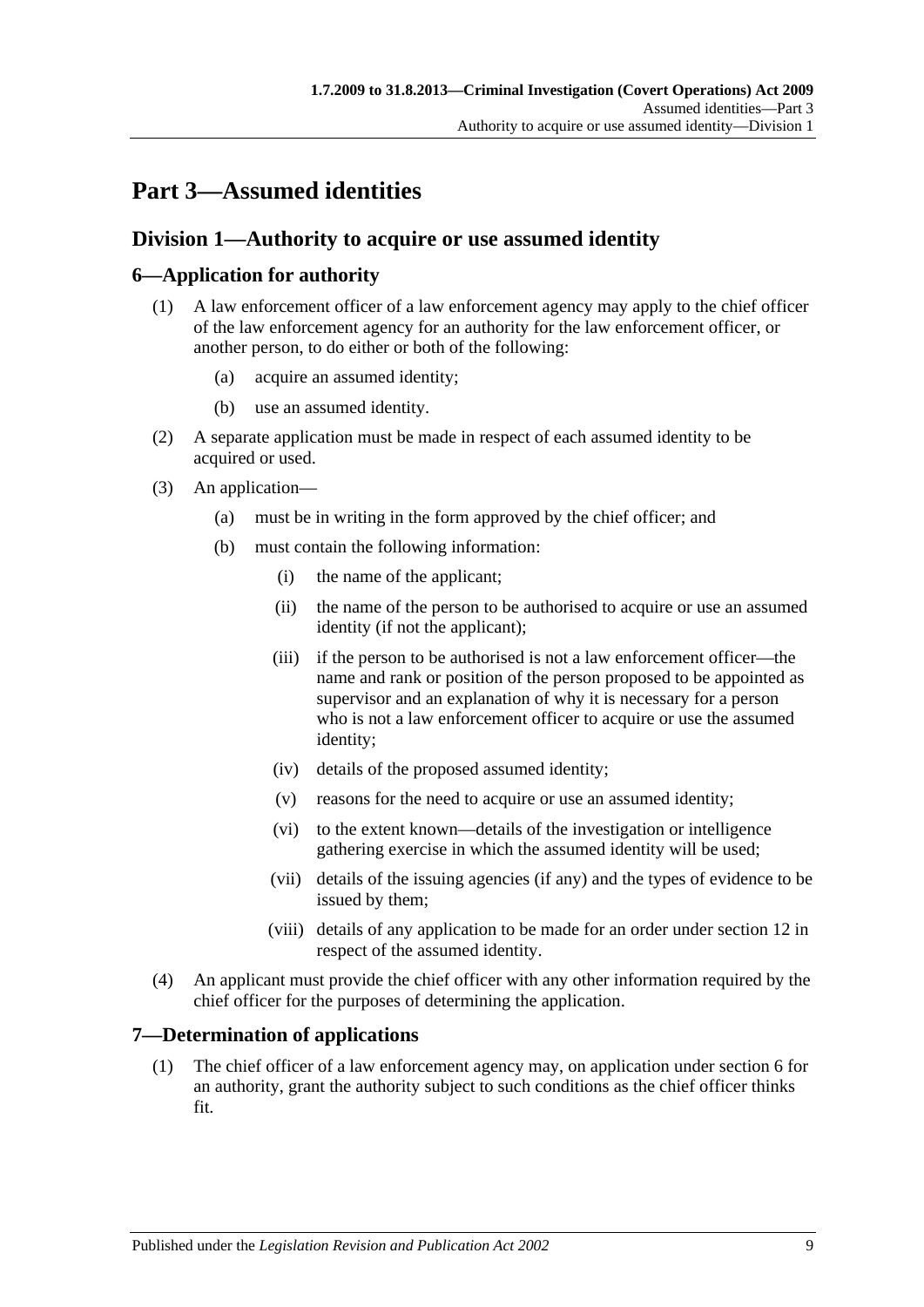# Part 3—Assumed identities

## Division 1—Authority to acquire or use assumed identity

### 6—Application for authority

(1) A law enforcement officer of a law enforcement agency may apply to the chief officer of the law enforcement agency for an authority for the law enforcement officer, or another person, to do either or both of the following:

(a) acquire an assumed identity;

(b) use an assumed identity.

(2) A separate application must be made in respect of each assumed identity to be acquired or used.

(3) An application—

(a) must be in writing in the form approved by the chief officer; and

(b) must contain the following information:

(i) the name of the applicant;

(ii) the name of the person to be authorised to acquire or use an assumed identity (if not the applicant);

(iii) if the person to be authorised is not a law enforcement officer—the name and rank or position of the person proposed to be appointed as supervisor and an explanation of why it is necessary for a person who is not a law enforcement officer to acquire or use the assumed identity;

(iv) details of the proposed assumed identity;

(v) reasons for the need to acquire or use an assumed identity;

(vi) to the extent known—details of the investigation or intelligence gathering exercise in which the assumed identity will be used;

(vii) details of the issuing agencies (if any) and the types of evidence to be issued by them;

(viii) details of any application to be made for an order under section 12 in respect of the assumed identity.

(4) An applicant must provide the chief officer with any other information required by the chief officer for the purposes of determining the application.

### 7—Determination of applications

(1) The chief officer of a law enforcement agency may, on application under section 6 for an authority, grant the authority subject to such conditions as the chief officer thinks fit.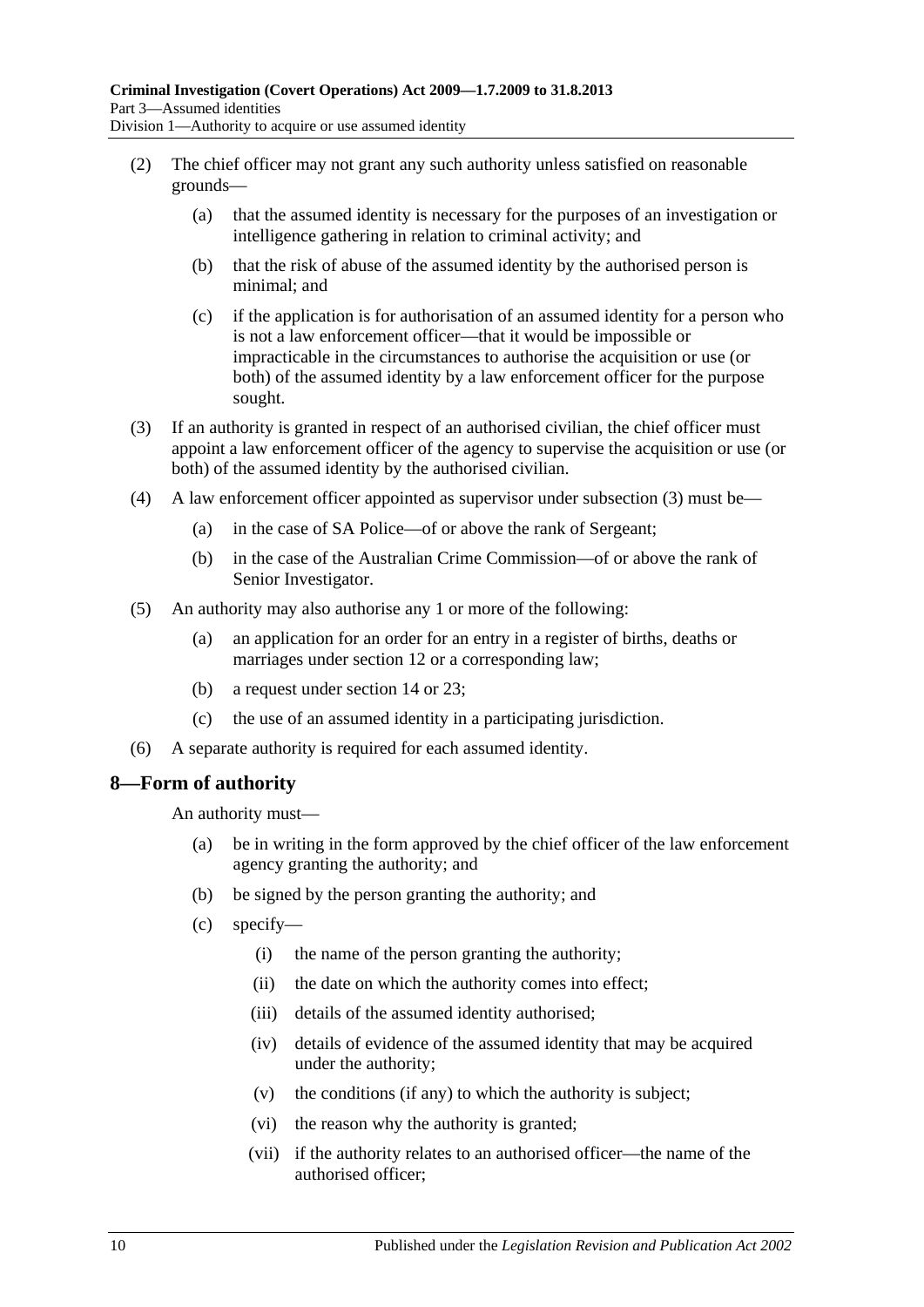(2) The chief officer may not grant any such authority unless satisfied on reasonable grounds—

(a) that the assumed identity is necessary for the purposes of an investigation or intelligence gathering in relation to criminal activity; and

(b) that the risk of abuse of the assumed identity by the authorised person is minimal; and

(c) if the application is for authorisation of an assumed identity for a person who is not a law enforcement officer—that it would be impossible or impracticable in the circumstances to authorise the acquisition or use (or both) of the assumed identity by a law enforcement officer for the purpose sought.

(3) If an authority is granted in respect of an authorised civilian, the chief officer must appoint a law enforcement officer of the agency to supervise the acquisition or use (or both) of the assumed identity by the authorised civilian.

(4) A law enforcement officer appointed as supervisor under subsection (3) must be—

(a) in the case of SA Police—of or above the rank of Sergeant;

(b) in the case of the Australian Crime Commission—of or above the rank of Senior Investigator.

(5) An authority may also authorise any 1 or more of the following:

(a) an application for an order for an entry in a register of births, deaths or marriages under section 12 or a corresponding law;

(b) a request under section 14 or 23;

(c) the use of an assumed identity in a participating jurisdiction.

(6) A separate authority is required for each assumed identity.

## 8—Form of authority

An authority must—

(a) be in writing in the form approved by the chief officer of the law enforcement agency granting the authority; and

(b) be signed by the person granting the authority; and

(c) specify—

(i) the name of the person granting the authority;

(ii) the date on which the authority comes into effect;

(iii) details of the assumed identity authorised;

(iv) details of evidence of the assumed identity that may be acquired under the authority;

(v) the conditions (if any) to which the authority is subject;

(vi) the reason why the authority is granted;

(vii) if the authority relates to an authorised officer—the name of the authorised officer;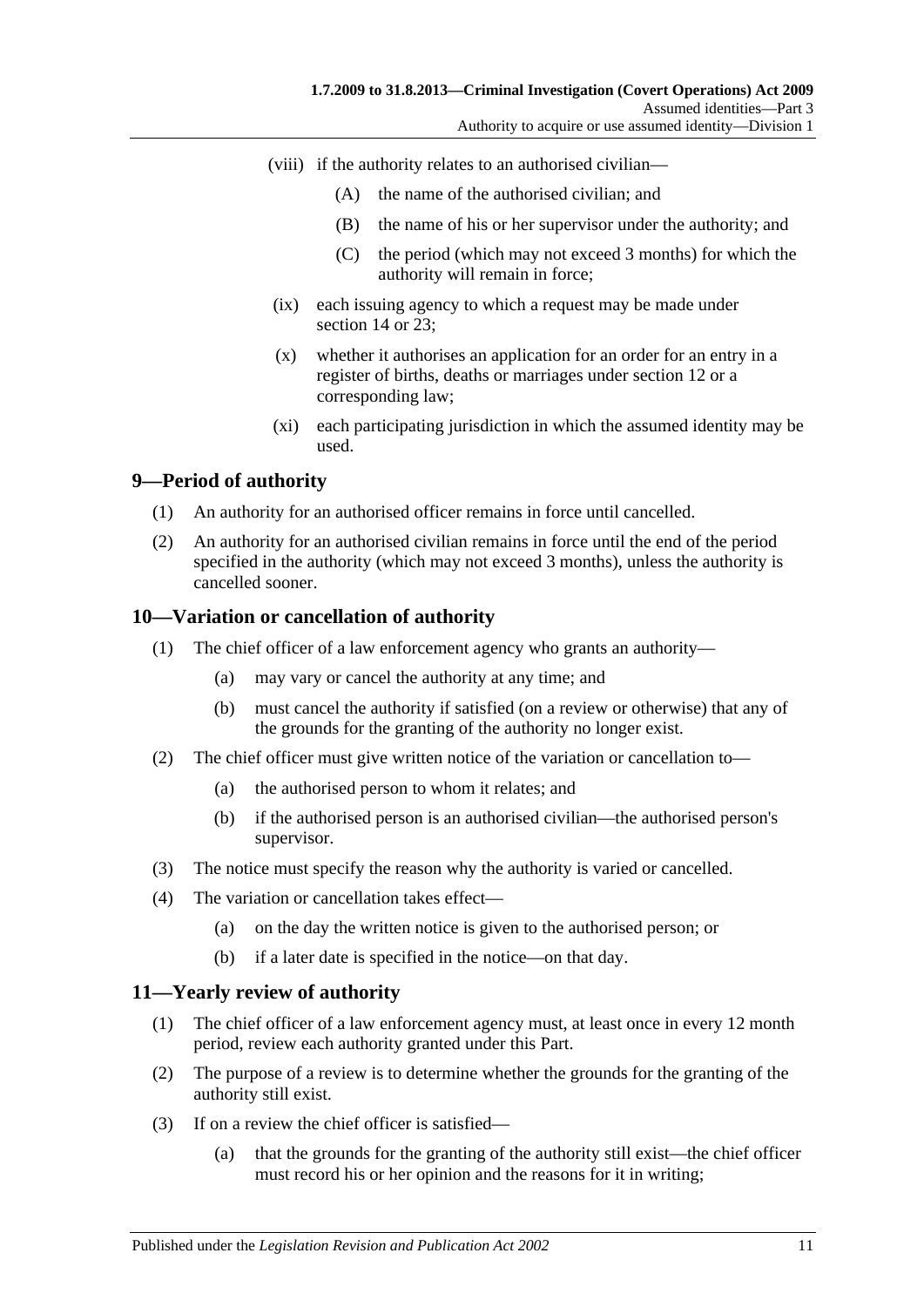(viii) if the authority relates to an authorised civilian—

  (A) the name of the authorised civilian; and

  (B) the name of his or her supervisor under the authority; and

  (C) the period (which may not exceed 3 months) for which the authority will remain in force;

(ix) each issuing agency to which a request may be made under section 14 or 23;

(x) whether it authorises an application for an order for an entry in a register of births, deaths or marriages under section 12 or a corresponding law;

(xi) each participating jurisdiction in which the assumed identity may be used.

## 9—Period of authority

(1) An authority for an authorised officer remains in force until cancelled.

(2) An authority for an authorised civilian remains in force until the end of the period specified in the authority (which may not exceed 3 months), unless the authority is cancelled sooner.

## 10—Variation or cancellation of authority

(1) The chief officer of a law enforcement agency who grants an authority—

  (a) may vary or cancel the authority at any time; and

  (b) must cancel the authority if satisfied (on a review or otherwise) that any of the grounds for the granting of the authority no longer exist.

(2) The chief officer must give written notice of the variation or cancellation to—

  (a) the authorised person to whom it relates; and

  (b) if the authorised person is an authorised civilian—the authorised person's supervisor.

(3) The notice must specify the reason why the authority is varied or cancelled.

(4) The variation or cancellation takes effect—

  (a) on the day the written notice is given to the authorised person; or

  (b) if a later date is specified in the notice—on that day.

## 11—Yearly review of authority

(1) The chief officer of a law enforcement agency must, at least once in every 12 month period, review each authority granted under this Part.

(2) The purpose of a review is to determine whether the grounds for the granting of the authority still exist.

(3) If on a review the chief officer is satisfied—

  (a) that the grounds for the granting of the authority still exist—the chief officer must record his or her opinion and the reasons for it in writing;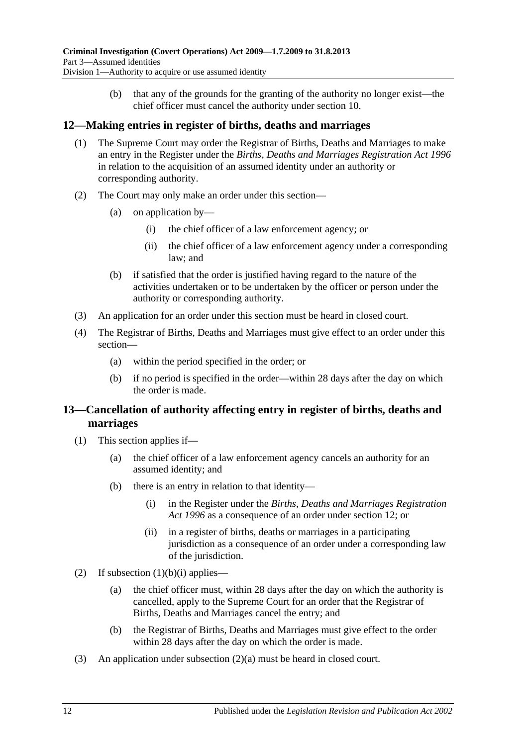(b) that any of the grounds for the granting of the authority no longer exist—the chief officer must cancel the authority under section 10.

## 12—Making entries in register of births, deaths and marriages

(1) The Supreme Court may order the Registrar of Births, Deaths and Marriages to make an entry in the Register under the *Births, Deaths and Marriages Registration Act 1996* in relation to the acquisition of an assumed identity under an authority or corresponding authority.

(2) The Court may only make an order under this section—

(a) on application by—

(i) the chief officer of a law enforcement agency; or

(ii) the chief officer of a law enforcement agency under a corresponding law; and

(b) if satisfied that the order is justified having regard to the nature of the activities undertaken or to be undertaken by the officer or person under the authority or corresponding authority.

(3) An application for an order under this section must be heard in closed court.

(4) The Registrar of Births, Deaths and Marriages must give effect to an order under this section—

(a) within the period specified in the order; or

(b) if no period is specified in the order—within 28 days after the day on which the order is made.

## 13—Cancellation of authority affecting entry in register of births, deaths and marriages

(1) This section applies if—

(a) the chief officer of a law enforcement agency cancels an authority for an assumed identity; and

(b) there is an entry in relation to that identity—

(i) in the Register under the *Births, Deaths and Marriages Registration Act 1996* as a consequence of an order under section 12; or

(ii) in a register of births, deaths or marriages in a participating jurisdiction as a consequence of an order under a corresponding law of the jurisdiction.

(2) If subsection (1)(b)(i) applies—

(a) the chief officer must, within 28 days after the day on which the authority is cancelled, apply to the Supreme Court for an order that the Registrar of Births, Deaths and Marriages cancel the entry; and

(b) the Registrar of Births, Deaths and Marriages must give effect to the order within 28 days after the day on which the order is made.

(3) An application under subsection (2)(a) must be heard in closed court.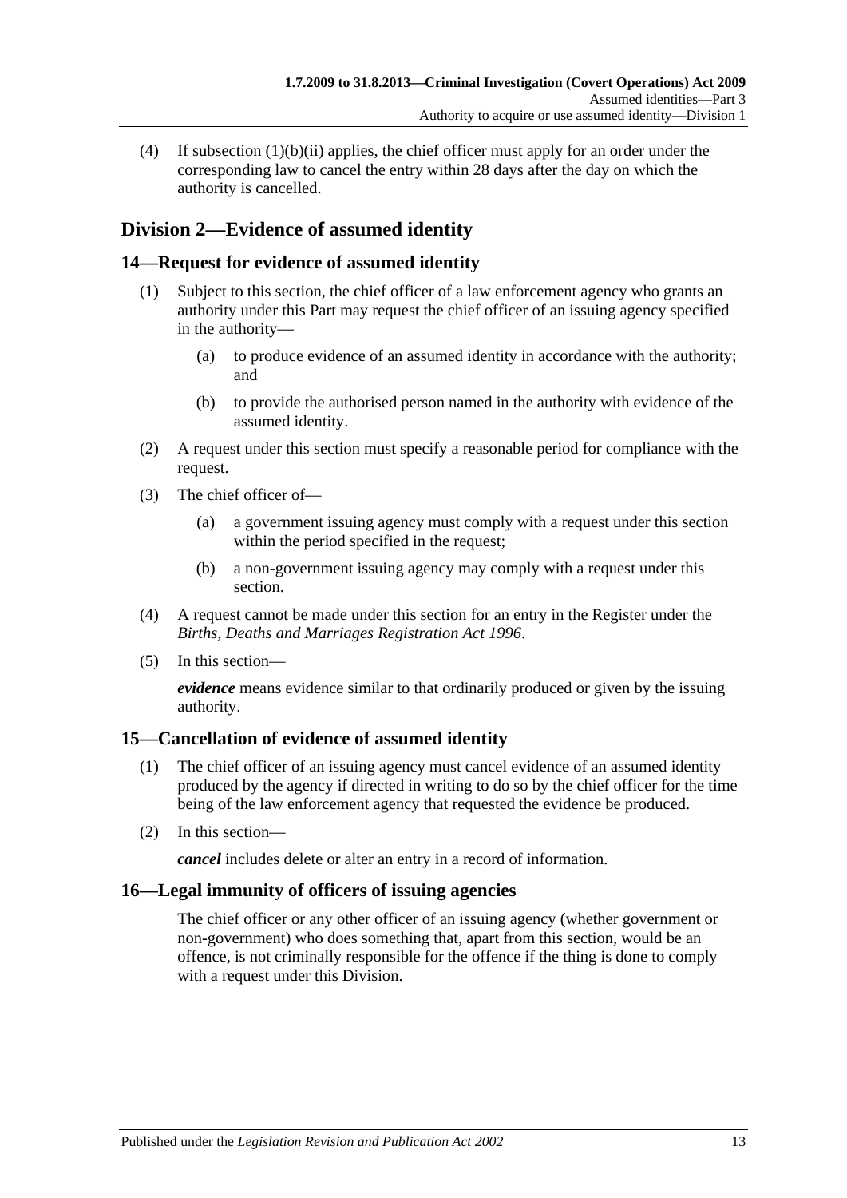(4) If subsection (1)(b)(ii) applies, the chief officer must apply for an order under the corresponding law to cancel the entry within 28 days after the day on which the authority is cancelled.

## Division 2—Evidence of assumed identity

### 14—Request for evidence of assumed identity

(1) Subject to this section, the chief officer of a law enforcement agency who grants an authority under this Part may request the chief officer of an issuing agency specified in the authority—

(a) to produce evidence of an assumed identity in accordance with the authority; and

(b) to provide the authorised person named in the authority with evidence of the assumed identity.

(2) A request under this section must specify a reasonable period for compliance with the request.

(3) The chief officer of—

(a) a government issuing agency must comply with a request under this section within the period specified in the request;

(b) a non-government issuing agency may comply with a request under this section.

(4) A request cannot be made under this section for an entry in the Register under the *Births, Deaths and Marriages Registration Act 1996*.

(5) In this section—

***evidence*** means evidence similar to that ordinarily produced or given by the issuing authority.

### 15—Cancellation of evidence of assumed identity

(1) The chief officer of an issuing agency must cancel evidence of an assumed identity produced by the agency if directed in writing to do so by the chief officer for the time being of the law enforcement agency that requested the evidence be produced.

(2) In this section—

***cancel*** includes delete or alter an entry in a record of information.

### 16—Legal immunity of officers of issuing agencies

The chief officer or any other officer of an issuing agency (whether government or non-government) who does something that, apart from this section, would be an offence, is not criminally responsible for the offence if the thing is done to comply with a request under this Division.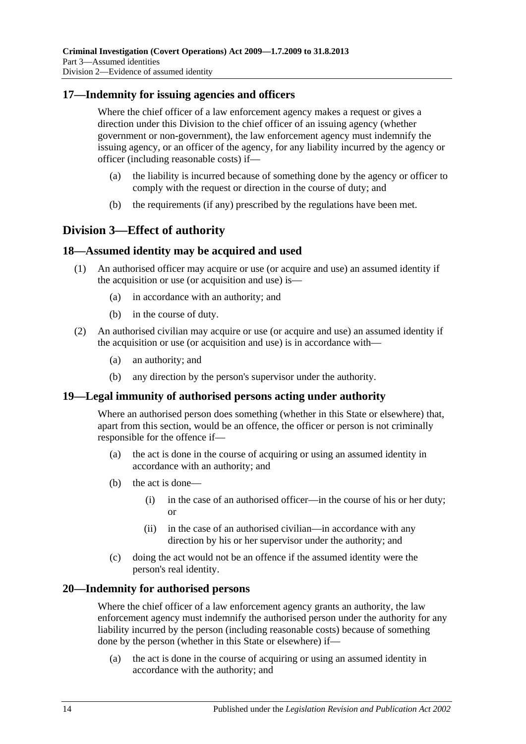## 17—Indemnity for issuing agencies and officers

Where the chief officer of a law enforcement agency makes a request or gives a direction under this Division to the chief officer of an issuing agency (whether government or non-government), the law enforcement agency must indemnify the issuing agency, or an officer of the agency, for any liability incurred by the agency or officer (including reasonable costs) if—

- (a) the liability is incurred because of something done by the agency or officer to comply with the request or direction in the course of duty; and
- (b) the requirements (if any) prescribed by the regulations have been met.

# Division 3—Effect of authority

## 18—Assumed identity may be acquired and used

(1) An authorised officer may acquire or use (or acquire and use) an assumed identity if the acquisition or use (or acquisition and use) is—

- (a) in accordance with an authority; and
- (b) in the course of duty.

(2) An authorised civilian may acquire or use (or acquire and use) an assumed identity if the acquisition or use (or acquisition and use) is in accordance with—

- (a) an authority; and
- (b) any direction by the person's supervisor under the authority.

## 19—Legal immunity of authorised persons acting under authority

Where an authorised person does something (whether in this State or elsewhere) that, apart from this section, would be an offence, the officer or person is not criminally responsible for the offence if—

- (a) the act is done in the course of acquiring or using an assumed identity in accordance with an authority; and
- (b) the act is done—
  - (i) in the case of an authorised officer—in the course of his or her duty; or
  - (ii) in the case of an authorised civilian—in accordance with any direction by his or her supervisor under the authority; and
- (c) doing the act would not be an offence if the assumed identity were the person's real identity.

## 20—Indemnity for authorised persons

Where the chief officer of a law enforcement agency grants an authority, the law enforcement agency must indemnify the authorised person under the authority for any liability incurred by the person (including reasonable costs) because of something done by the person (whether in this State or elsewhere) if—

- (a) the act is done in the course of acquiring or using an assumed identity in accordance with the authority; and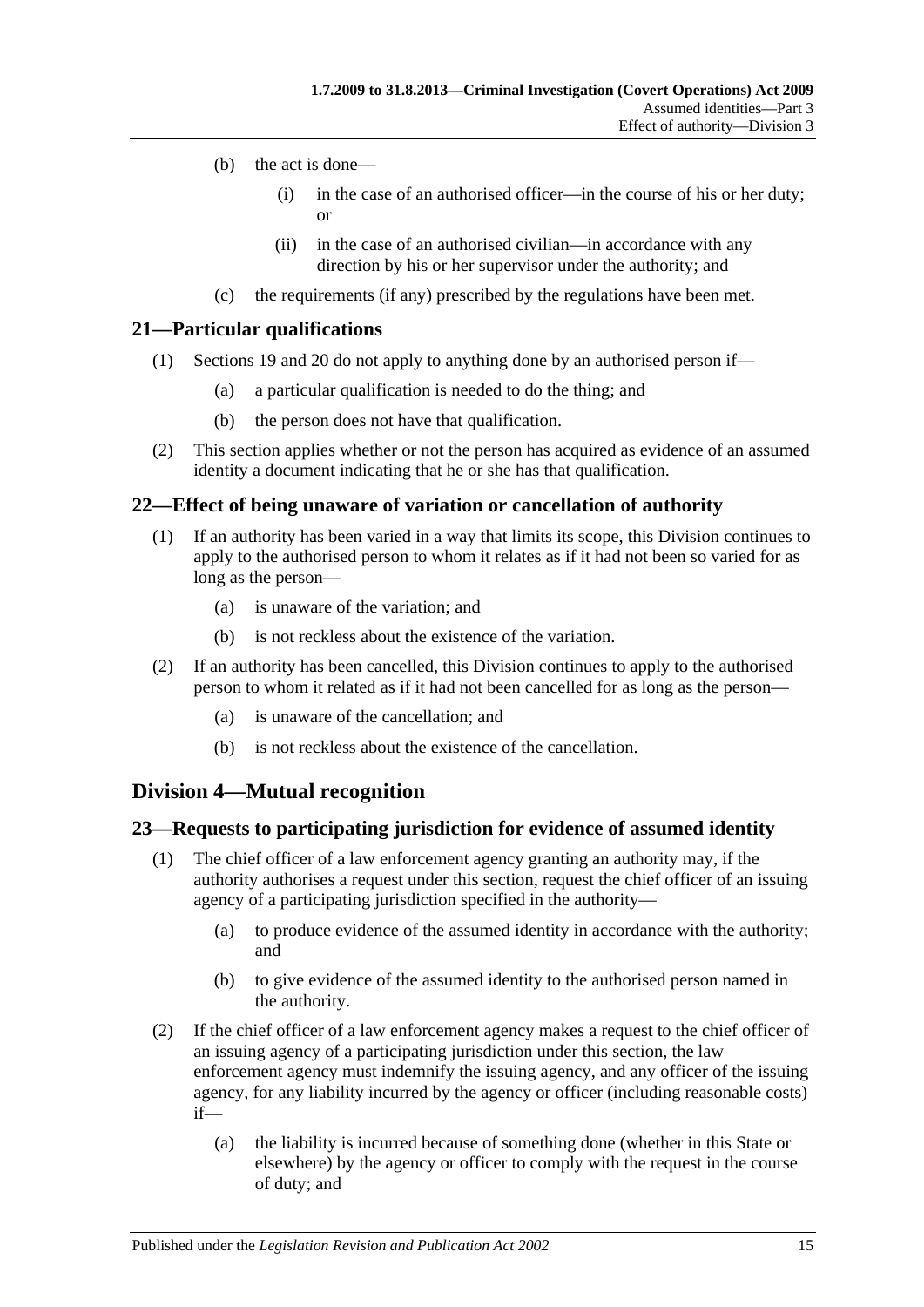(b) the act is done—

(i) in the case of an authorised officer—in the course of his or her duty; or

(ii) in the case of an authorised civilian—in accordance with any direction by his or her supervisor under the authority; and

(c) the requirements (if any) prescribed by the regulations have been met.

## 21—Particular qualifications

(1) Sections 19 and 20 do not apply to anything done by an authorised person if—

(a) a particular qualification is needed to do the thing; and

(b) the person does not have that qualification.

(2) This section applies whether or not the person has acquired as evidence of an assumed identity a document indicating that he or she has that qualification.

## 22—Effect of being unaware of variation or cancellation of authority

(1) If an authority has been varied in a way that limits its scope, this Division continues to apply to the authorised person to whom it relates as if it had not been so varied for as long as the person—

(a) is unaware of the variation; and

(b) is not reckless about the existence of the variation.

(2) If an authority has been cancelled, this Division continues to apply to the authorised person to whom it related as if it had not been cancelled for as long as the person—

(a) is unaware of the cancellation; and

(b) is not reckless about the existence of the cancellation.

# Division 4—Mutual recognition

## 23—Requests to participating jurisdiction for evidence of assumed identity

(1) The chief officer of a law enforcement agency granting an authority may, if the authority authorises a request under this section, request the chief officer of an issuing agency of a participating jurisdiction specified in the authority—

(a) to produce evidence of the assumed identity in accordance with the authority; and

(b) to give evidence of the assumed identity to the authorised person named in the authority.

(2) If the chief officer of a law enforcement agency makes a request to the chief officer of an issuing agency of a participating jurisdiction under this section, the law enforcement agency must indemnify the issuing agency, and any officer of the issuing agency, for any liability incurred by the agency or officer (including reasonable costs) if—

(a) the liability is incurred because of something done (whether in this State or elsewhere) by the agency or officer to comply with the request in the course of duty; and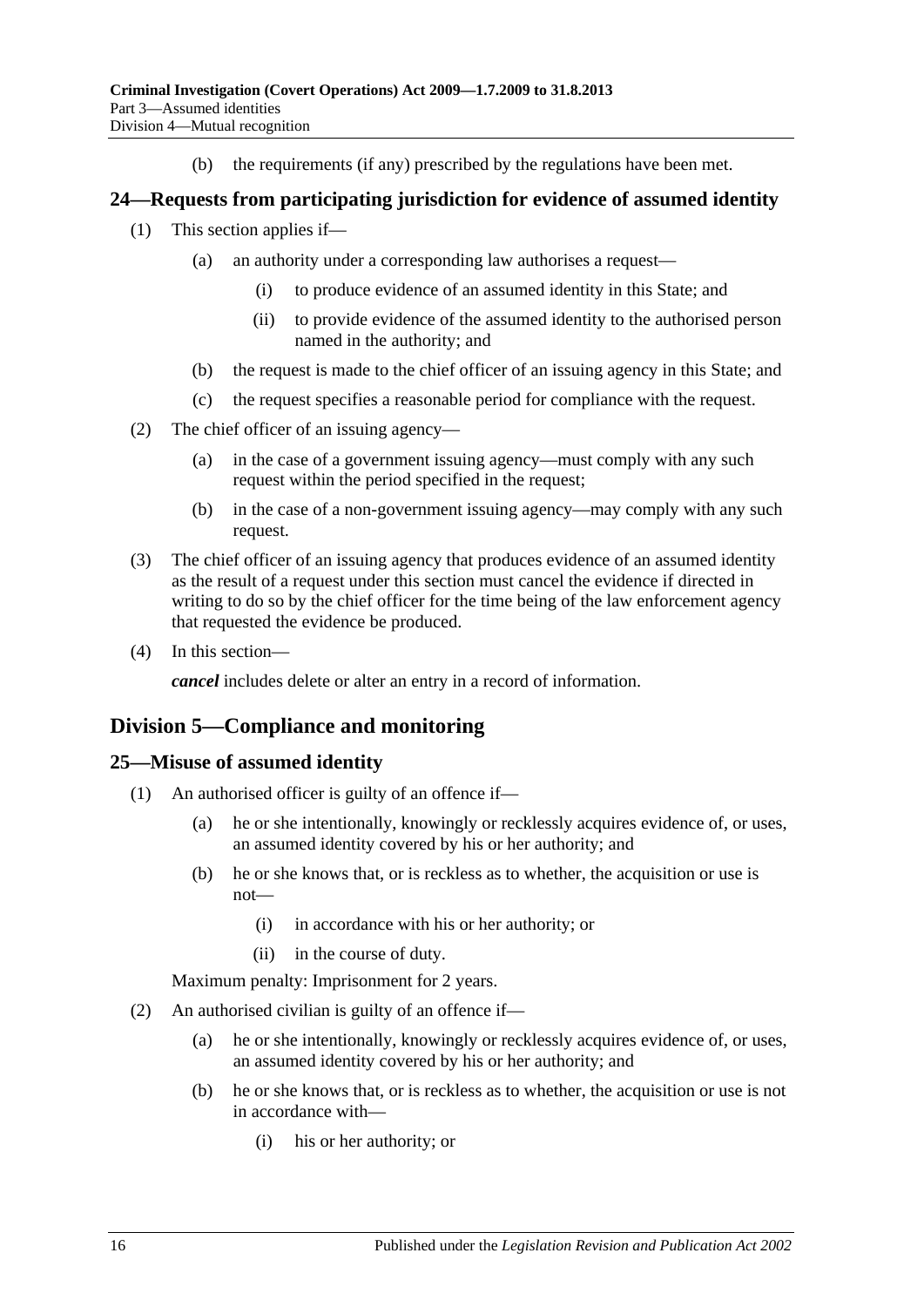(b) the requirements (if any) prescribed by the regulations have been met.

## 24—Requests from participating jurisdiction for evidence of assumed identity

(1) This section applies if—

(a) an authority under a corresponding law authorises a request—

(i) to produce evidence of an assumed identity in this State; and

(ii) to provide evidence of the assumed identity to the authorised person named in the authority; and

(b) the request is made to the chief officer of an issuing agency in this State; and

(c) the request specifies a reasonable period for compliance with the request.

(2) The chief officer of an issuing agency—

(a) in the case of a government issuing agency—must comply with any such request within the period specified in the request;

(b) in the case of a non-government issuing agency—may comply with any such request.

(3) The chief officer of an issuing agency that produces evidence of an assumed identity as the result of a request under this section must cancel the evidence if directed in writing to do so by the chief officer for the time being of the law enforcement agency that requested the evidence be produced.

(4) In this section—

***cancel*** includes delete or alter an entry in a record of information.

# Division 5—Compliance and monitoring

## 25—Misuse of assumed identity

(1) An authorised officer is guilty of an offence if—

(a) he or she intentionally, knowingly or recklessly acquires evidence of, or uses, an assumed identity covered by his or her authority; and

(b) he or she knows that, or is reckless as to whether, the acquisition or use is not—

(i) in accordance with his or her authority; or

(ii) in the course of duty.

Maximum penalty: Imprisonment for 2 years.

(2) An authorised civilian is guilty of an offence if—

(a) he or she intentionally, knowingly or recklessly acquires evidence of, or uses, an assumed identity covered by his or her authority; and

(b) he or she knows that, or is reckless as to whether, the acquisition or use is not in accordance with—

(i) his or her authority; or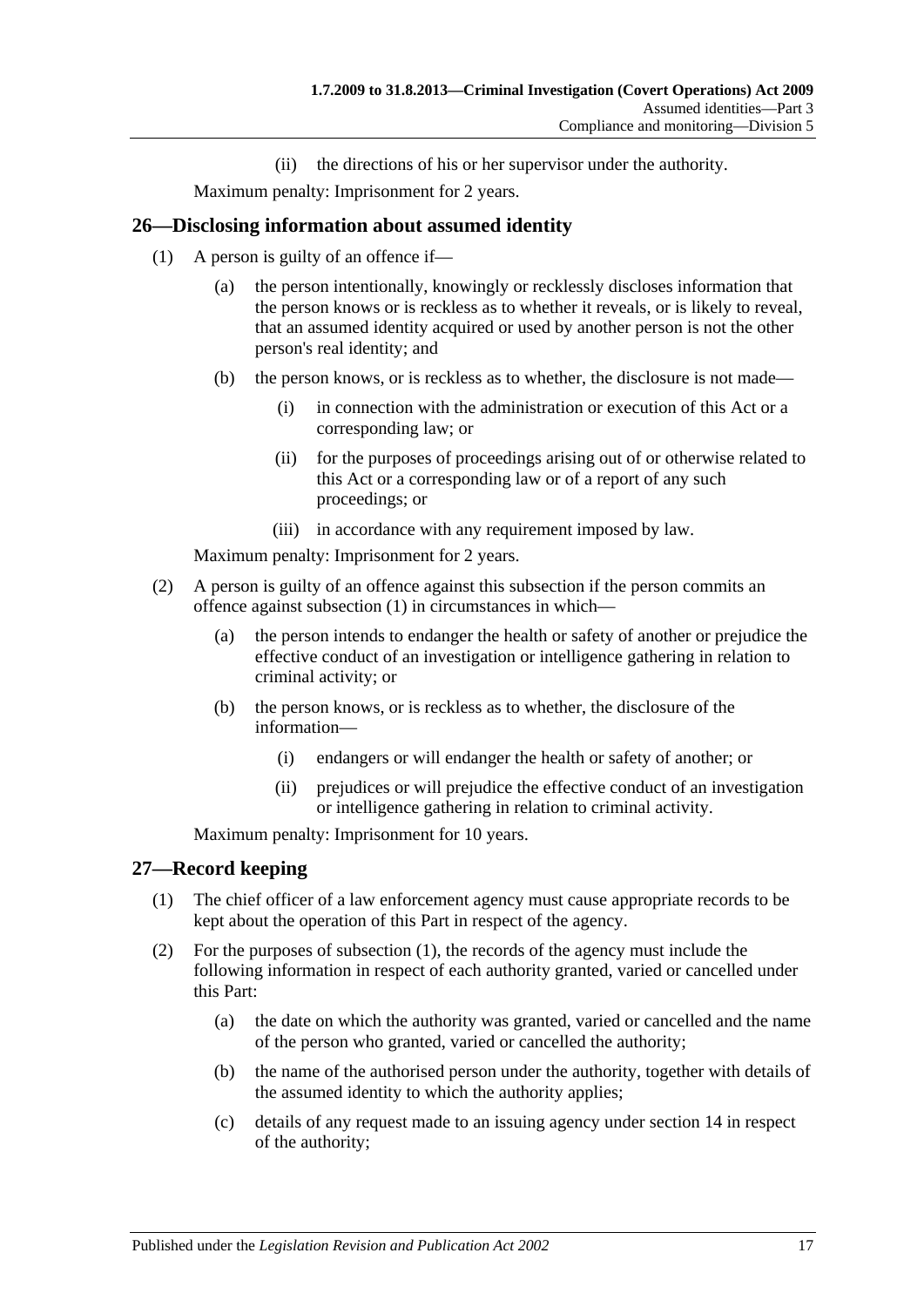(ii) the directions of his or her supervisor under the authority.

Maximum penalty: Imprisonment for 2 years.

## 26—Disclosing information about assumed identity

(1) A person is guilty of an offence if—

(a) the person intentionally, knowingly or recklessly discloses information that the person knows or is reckless as to whether it reveals, or is likely to reveal, that an assumed identity acquired or used by another person is not the other person's real identity; and

(b) the person knows, or is reckless as to whether, the disclosure is not made—

(i) in connection with the administration or execution of this Act or a corresponding law; or

(ii) for the purposes of proceedings arising out of or otherwise related to this Act or a corresponding law or of a report of any such proceedings; or

(iii) in accordance with any requirement imposed by law.

Maximum penalty: Imprisonment for 2 years.

(2) A person is guilty of an offence against this subsection if the person commits an offence against subsection (1) in circumstances in which—

(a) the person intends to endanger the health or safety of another or prejudice the effective conduct of an investigation or intelligence gathering in relation to criminal activity; or

(b) the person knows, or is reckless as to whether, the disclosure of the information—

(i) endangers or will endanger the health or safety of another; or

(ii) prejudices or will prejudice the effective conduct of an investigation or intelligence gathering in relation to criminal activity.

Maximum penalty: Imprisonment for 10 years.

## 27—Record keeping

(1) The chief officer of a law enforcement agency must cause appropriate records to be kept about the operation of this Part in respect of the agency.

(2) For the purposes of subsection (1), the records of the agency must include the following information in respect of each authority granted, varied or cancelled under this Part:

(a) the date on which the authority was granted, varied or cancelled and the name of the person who granted, varied or cancelled the authority;

(b) the name of the authorised person under the authority, together with details of the assumed identity to which the authority applies;

(c) details of any request made to an issuing agency under section 14 in respect of the authority;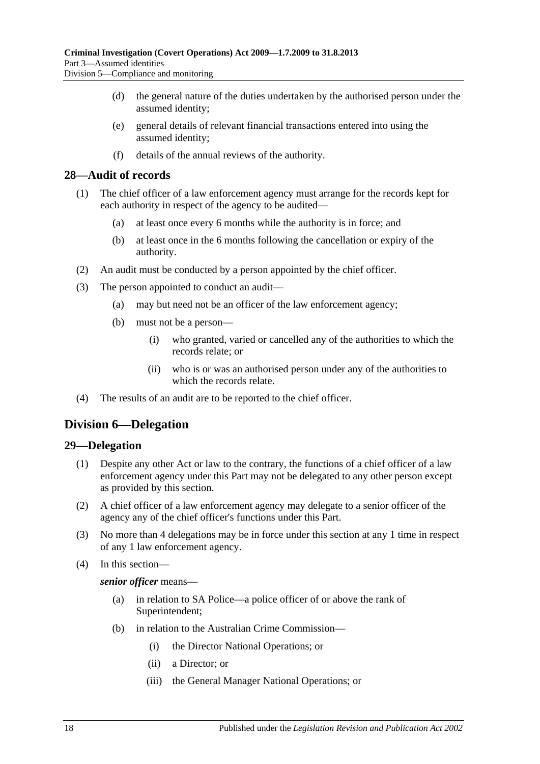(d) the general nature of the duties undertaken by the authorised person under the assumed identity;

(e) general details of relevant financial transactions entered into using the assumed identity;

(f) details of the annual reviews of the authority.

## 28—Audit of records

(1) The chief officer of a law enforcement agency must arrange for the records kept for each authority in respect of the agency to be audited—

(a) at least once every 6 months while the authority is in force; and

(b) at least once in the 6 months following the cancellation or expiry of the authority.

(2) An audit must be conducted by a person appointed by the chief officer.

(3) The person appointed to conduct an audit—

(a) may but need not be an officer of the law enforcement agency;

(b) must not be a person—

(i) who granted, varied or cancelled any of the authorities to which the records relate; or

(ii) who is or was an authorised person under any of the authorities to which the records relate.

(4) The results of an audit are to be reported to the chief officer.

# Division 6—Delegation

## 29—Delegation

(1) Despite any other Act or law to the contrary, the functions of a chief officer of a law enforcement agency under this Part may not be delegated to any other person except as provided by this section.

(2) A chief officer of a law enforcement agency may delegate to a senior officer of the agency any of the chief officer's functions under this Part.

(3) No more than 4 delegations may be in force under this section at any 1 time in respect of any 1 law enforcement agency.

(4) In this section—

***senior officer*** means—

(a) in relation to SA Police—a police officer of or above the rank of Superintendent;

(b) in relation to the Australian Crime Commission—

(i) the Director National Operations; or

(ii) a Director; or

(iii) the General Manager National Operations; or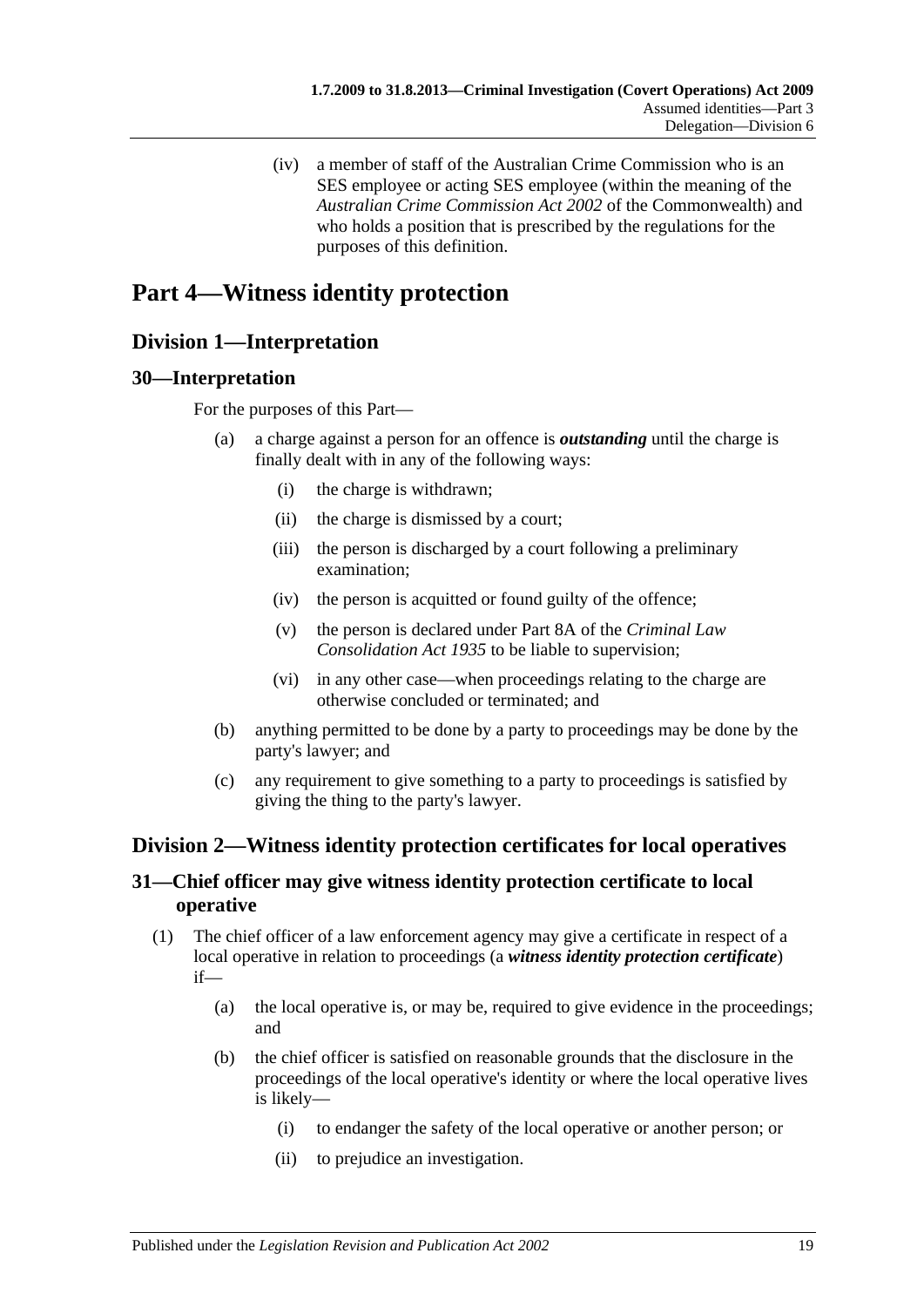(iv) a member of staff of the Australian Crime Commission who is an SES employee or acting SES employee (within the meaning of the *Australian Crime Commission Act 2002* of the Commonwealth) and who holds a position that is prescribed by the regulations for the purposes of this definition.

# Part 4—Witness identity protection

## Division 1—Interpretation

### 30—Interpretation

For the purposes of this Part—

(a) a charge against a person for an offence is ***outstanding*** until the charge is finally dealt with in any of the following ways:

(i) the charge is withdrawn;

(ii) the charge is dismissed by a court;

(iii) the person is discharged by a court following a preliminary examination;

(iv) the person is acquitted or found guilty of the offence;

(v) the person is declared under Part 8A of the *Criminal Law Consolidation Act 1935* to be liable to supervision;

(vi) in any other case—when proceedings relating to the charge are otherwise concluded or terminated; and

(b) anything permitted to be done by a party to proceedings may be done by the party's lawyer; and

(c) any requirement to give something to a party to proceedings is satisfied by giving the thing to the party's lawyer.

## Division 2—Witness identity protection certificates for local operatives

### 31—Chief officer may give witness identity protection certificate to local operative

(1) The chief officer of a law enforcement agency may give a certificate in respect of a local operative in relation to proceedings (a ***witness identity protection certificate***) if—

(a) the local operative is, or may be, required to give evidence in the proceedings; and

(b) the chief officer is satisfied on reasonable grounds that the disclosure in the proceedings of the local operative's identity or where the local operative lives is likely—

(i) to endanger the safety of the local operative or another person; or

(ii) to prejudice an investigation.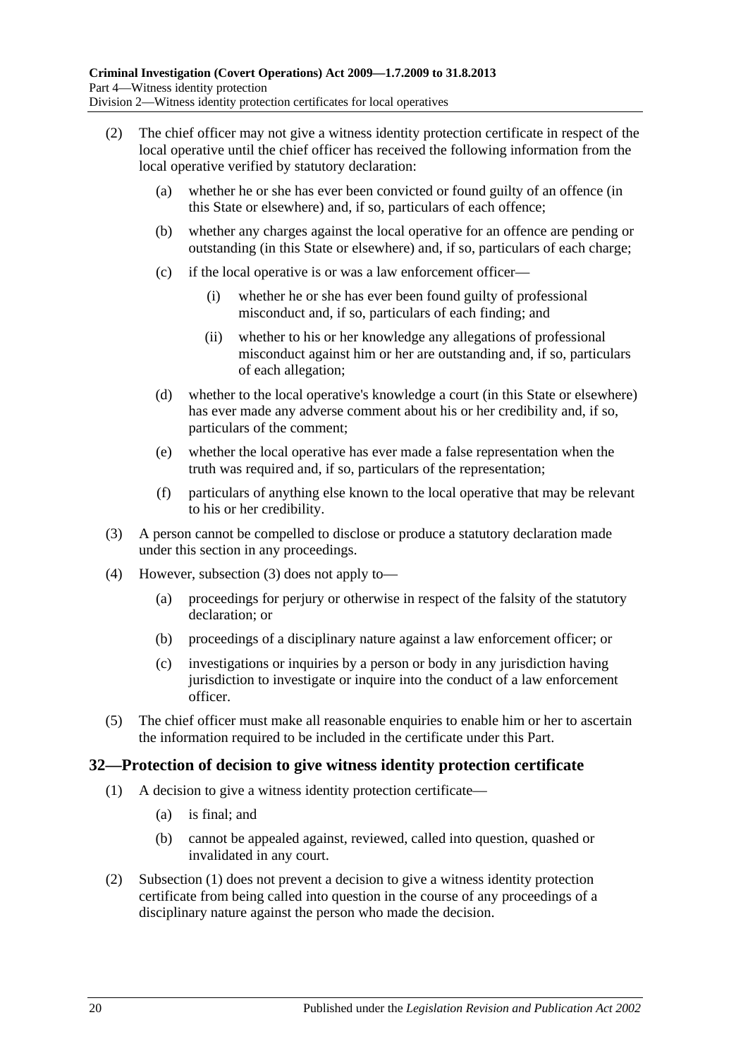(2) The chief officer may not give a witness identity protection certificate in respect of the local operative until the chief officer has received the following information from the local operative verified by statutory declaration:

(a) whether he or she has ever been convicted or found guilty of an offence (in this State or elsewhere) and, if so, particulars of each offence;

(b) whether any charges against the local operative for an offence are pending or outstanding (in this State or elsewhere) and, if so, particulars of each charge;

(c) if the local operative is or was a law enforcement officer—

(i) whether he or she has ever been found guilty of professional misconduct and, if so, particulars of each finding; and

(ii) whether to his or her knowledge any allegations of professional misconduct against him or her are outstanding and, if so, particulars of each allegation;

(d) whether to the local operative's knowledge a court (in this State or elsewhere) has ever made any adverse comment about his or her credibility and, if so, particulars of the comment;

(e) whether the local operative has ever made a false representation when the truth was required and, if so, particulars of the representation;

(f) particulars of anything else known to the local operative that may be relevant to his or her credibility.

(3) A person cannot be compelled to disclose or produce a statutory declaration made under this section in any proceedings.

(4) However, subsection (3) does not apply to—

(a) proceedings for perjury or otherwise in respect of the falsity of the statutory declaration; or

(b) proceedings of a disciplinary nature against a law enforcement officer; or

(c) investigations or inquiries by a person or body in any jurisdiction having jurisdiction to investigate or inquire into the conduct of a law enforcement officer.

(5) The chief officer must make all reasonable enquiries to enable him or her to ascertain the information required to be included in the certificate under this Part.

## 32—Protection of decision to give witness identity protection certificate

(1) A decision to give a witness identity protection certificate—

(a) is final; and

(b) cannot be appealed against, reviewed, called into question, quashed or invalidated in any court.

(2) Subsection (1) does not prevent a decision to give a witness identity protection certificate from being called into question in the course of any proceedings of a disciplinary nature against the person who made the decision.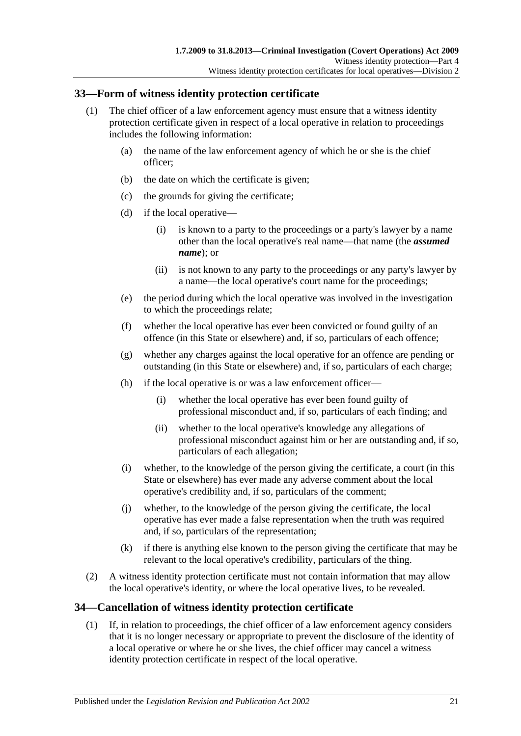## 33—Form of witness identity protection certificate

(1) The chief officer of a law enforcement agency must ensure that a witness identity protection certificate given in respect of a local operative in relation to proceedings includes the following information:

(a) the name of the law enforcement agency of which he or she is the chief officer;

(b) the date on which the certificate is given;

(c) the grounds for giving the certificate;

(d) if the local operative—

(i) is known to a party to the proceedings or a party's lawyer by a name other than the local operative's real name—that name (the ***assumed name***); or

(ii) is not known to any party to the proceedings or any party's lawyer by a name—the local operative's court name for the proceedings;

(e) the period during which the local operative was involved in the investigation to which the proceedings relate;

(f) whether the local operative has ever been convicted or found guilty of an offence (in this State or elsewhere) and, if so, particulars of each offence;

(g) whether any charges against the local operative for an offence are pending or outstanding (in this State or elsewhere) and, if so, particulars of each charge;

(h) if the local operative is or was a law enforcement officer—

(i) whether the local operative has ever been found guilty of professional misconduct and, if so, particulars of each finding; and

(ii) whether to the local operative's knowledge any allegations of professional misconduct against him or her are outstanding and, if so, particulars of each allegation;

(i) whether, to the knowledge of the person giving the certificate, a court (in this State or elsewhere) has ever made any adverse comment about the local operative's credibility and, if so, particulars of the comment;

(j) whether, to the knowledge of the person giving the certificate, the local operative has ever made a false representation when the truth was required and, if so, particulars of the representation;

(k) if there is anything else known to the person giving the certificate that may be relevant to the local operative's credibility, particulars of the thing.

(2) A witness identity protection certificate must not contain information that may allow the local operative's identity, or where the local operative lives, to be revealed.

## 34—Cancellation of witness identity protection certificate

(1) If, in relation to proceedings, the chief officer of a law enforcement agency considers that it is no longer necessary or appropriate to prevent the disclosure of the identity of a local operative or where he or she lives, the chief officer may cancel a witness identity protection certificate in respect of the local operative.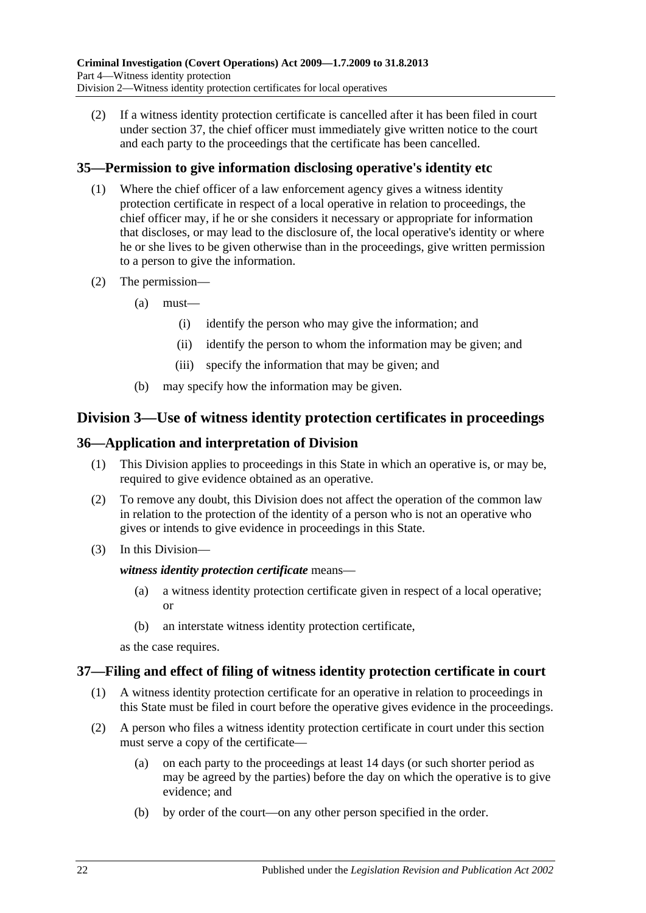(2) If a witness identity protection certificate is cancelled after it has been filed in court under section 37, the chief officer must immediately give written notice to the court and each party to the proceedings that the certificate has been cancelled.

## 35—Permission to give information disclosing operative's identity etc

(1) Where the chief officer of a law enforcement agency gives a witness identity protection certificate in respect of a local operative in relation to proceedings, the chief officer may, if he or she considers it necessary or appropriate for information that discloses, or may lead to the disclosure of, the local operative's identity or where he or she lives to be given otherwise than in the proceedings, give written permission to a person to give the information.

(2) The permission—

(a) must—

(i) identify the person who may give the information; and

(ii) identify the person to whom the information may be given; and

(iii) specify the information that may be given; and

(b) may specify how the information may be given.

# Division 3—Use of witness identity protection certificates in proceedings

## 36—Application and interpretation of Division

(1) This Division applies to proceedings in this State in which an operative is, or may be, required to give evidence obtained as an operative.

(2) To remove any doubt, this Division does not affect the operation of the common law in relation to the protection of the identity of a person who is not an operative who gives or intends to give evidence in proceedings in this State.

(3) In this Division—

***witness identity protection certificate*** means—

(a) a witness identity protection certificate given in respect of a local operative; or

(b) an interstate witness identity protection certificate,

as the case requires.

## 37—Filing and effect of filing of witness identity protection certificate in court

(1) A witness identity protection certificate for an operative in relation to proceedings in this State must be filed in court before the operative gives evidence in the proceedings.

(2) A person who files a witness identity protection certificate in court under this section must serve a copy of the certificate—

(a) on each party to the proceedings at least 14 days (or such shorter period as may be agreed by the parties) before the day on which the operative is to give evidence; and

(b) by order of the court—on any other person specified in the order.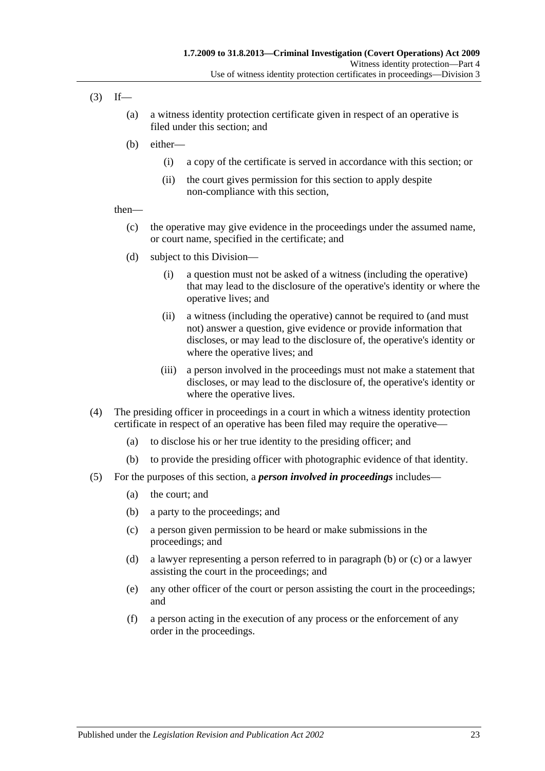(3) If—

(a) a witness identity protection certificate given in respect of an operative is filed under this section; and

(b) either—

(i) a copy of the certificate is served in accordance with this section; or

(ii) the court gives permission for this section to apply despite non-compliance with this section,

then—

(c) the operative may give evidence in the proceedings under the assumed name, or court name, specified in the certificate; and

(d) subject to this Division—

(i) a question must not be asked of a witness (including the operative) that may lead to the disclosure of the operative's identity or where the operative lives; and

(ii) a witness (including the operative) cannot be required to (and must not) answer a question, give evidence or provide information that discloses, or may lead to the disclosure of, the operative's identity or where the operative lives; and

(iii) a person involved in the proceedings must not make a statement that discloses, or may lead to the disclosure of, the operative's identity or where the operative lives.

(4) The presiding officer in proceedings in a court in which a witness identity protection certificate in respect of an operative has been filed may require the operative—

(a) to disclose his or her true identity to the presiding officer; and

(b) to provide the presiding officer with photographic evidence of that identity.

(5) For the purposes of this section, a ***person involved in proceedings*** includes—

(a) the court; and

(b) a party to the proceedings; and

(c) a person given permission to be heard or make submissions in the proceedings; and

(d) a lawyer representing a person referred to in paragraph (b) or (c) or a lawyer assisting the court in the proceedings; and

(e) any other officer of the court or person assisting the court in the proceedings; and

(f) a person acting in the execution of any process or the enforcement of any order in the proceedings.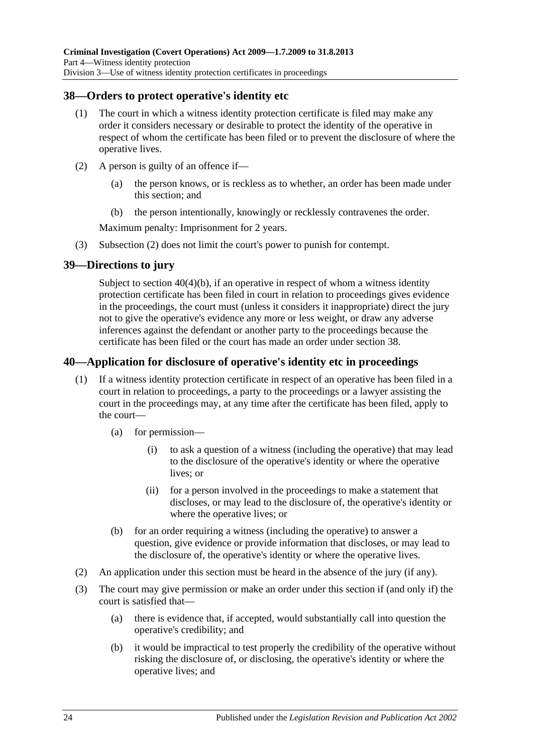## 38—Orders to protect operative's identity etc

(1) The court in which a witness identity protection certificate is filed may make any order it considers necessary or desirable to protect the identity of the operative in respect of whom the certificate has been filed or to prevent the disclosure of where the operative lives.

(2) A person is guilty of an offence if—

(a) the person knows, or is reckless as to whether, an order has been made under this section; and

(b) the person intentionally, knowingly or recklessly contravenes the order.

Maximum penalty: Imprisonment for 2 years.

(3) Subsection (2) does not limit the court's power to punish for contempt.

## 39—Directions to jury

Subject to section 40(4)(b), if an operative in respect of whom a witness identity protection certificate has been filed in court in relation to proceedings gives evidence in the proceedings, the court must (unless it considers it inappropriate) direct the jury not to give the operative's evidence any more or less weight, or draw any adverse inferences against the defendant or another party to the proceedings because the certificate has been filed or the court has made an order under section 38.

## 40—Application for disclosure of operative's identity etc in proceedings

(1) If a witness identity protection certificate in respect of an operative has been filed in a court in relation to proceedings, a party to the proceedings or a lawyer assisting the court in the proceedings may, at any time after the certificate has been filed, apply to the court—

(a) for permission—

(i) to ask a question of a witness (including the operative) that may lead to the disclosure of the operative's identity or where the operative lives; or

(ii) for a person involved in the proceedings to make a statement that discloses, or may lead to the disclosure of, the operative's identity or where the operative lives; or

(b) for an order requiring a witness (including the operative) to answer a question, give evidence or provide information that discloses, or may lead to the disclosure of, the operative's identity or where the operative lives.

(2) An application under this section must be heard in the absence of the jury (if any).

(3) The court may give permission or make an order under this section if (and only if) the court is satisfied that—

(a) there is evidence that, if accepted, would substantially call into question the operative's credibility; and

(b) it would be impractical to test properly the credibility of the operative without risking the disclosure of, or disclosing, the operative's identity or where the operative lives; and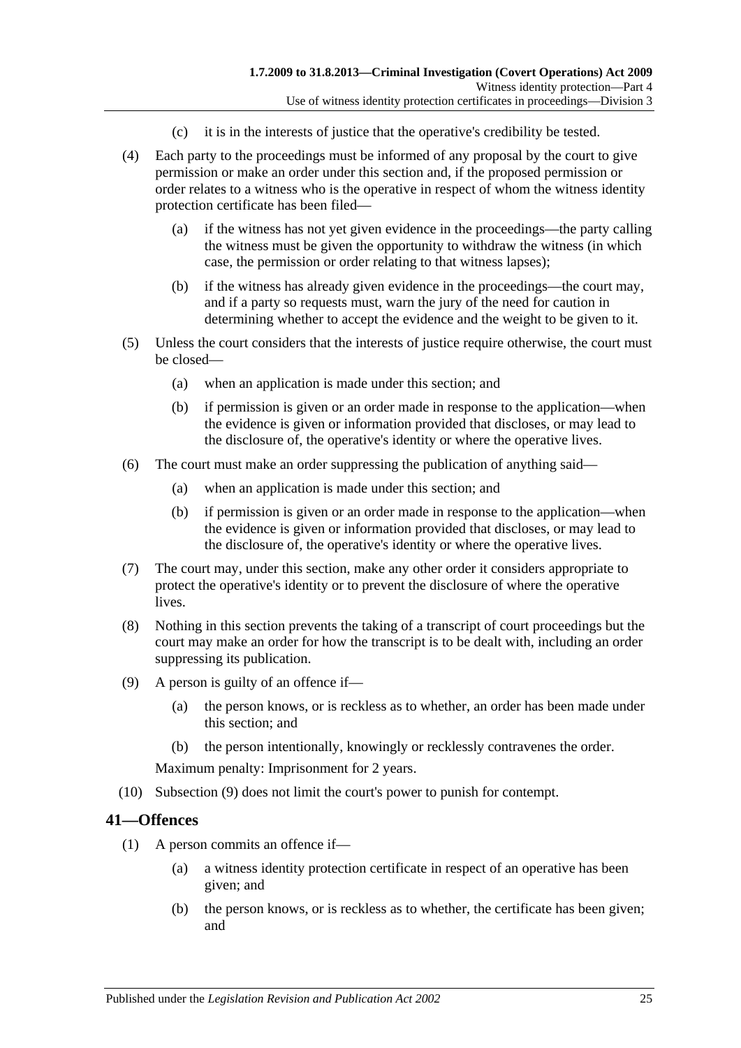(c) it is in the interests of justice that the operative's credibility be tested.

(4) Each party to the proceedings must be informed of any proposal by the court to give permission or make an order under this section and, if the proposed permission or order relates to a witness who is the operative in respect of whom the witness identity protection certificate has been filed—

(a) if the witness has not yet given evidence in the proceedings—the party calling the witness must be given the opportunity to withdraw the witness (in which case, the permission or order relating to that witness lapses);

(b) if the witness has already given evidence in the proceedings—the court may, and if a party so requests must, warn the jury of the need for caution in determining whether to accept the evidence and the weight to be given to it.

(5) Unless the court considers that the interests of justice require otherwise, the court must be closed—

(a) when an application is made under this section; and

(b) if permission is given or an order made in response to the application—when the evidence is given or information provided that discloses, or may lead to the disclosure of, the operative's identity or where the operative lives.

(6) The court must make an order suppressing the publication of anything said—

(a) when an application is made under this section; and

(b) if permission is given or an order made in response to the application—when the evidence is given or information provided that discloses, or may lead to the disclosure of, the operative's identity or where the operative lives.

(7) The court may, under this section, make any other order it considers appropriate to protect the operative's identity or to prevent the disclosure of where the operative lives.

(8) Nothing in this section prevents the taking of a transcript of court proceedings but the court may make an order for how the transcript is to be dealt with, including an order suppressing its publication.

(9) A person is guilty of an offence if—

(a) the person knows, or is reckless as to whether, an order has been made under this section; and

(b) the person intentionally, knowingly or recklessly contravenes the order.

Maximum penalty: Imprisonment for 2 years.

(10) Subsection (9) does not limit the court's power to punish for contempt.

## 41—Offences

(1) A person commits an offence if—

(a) a witness identity protection certificate in respect of an operative has been given; and

(b) the person knows, or is reckless as to whether, the certificate has been given; and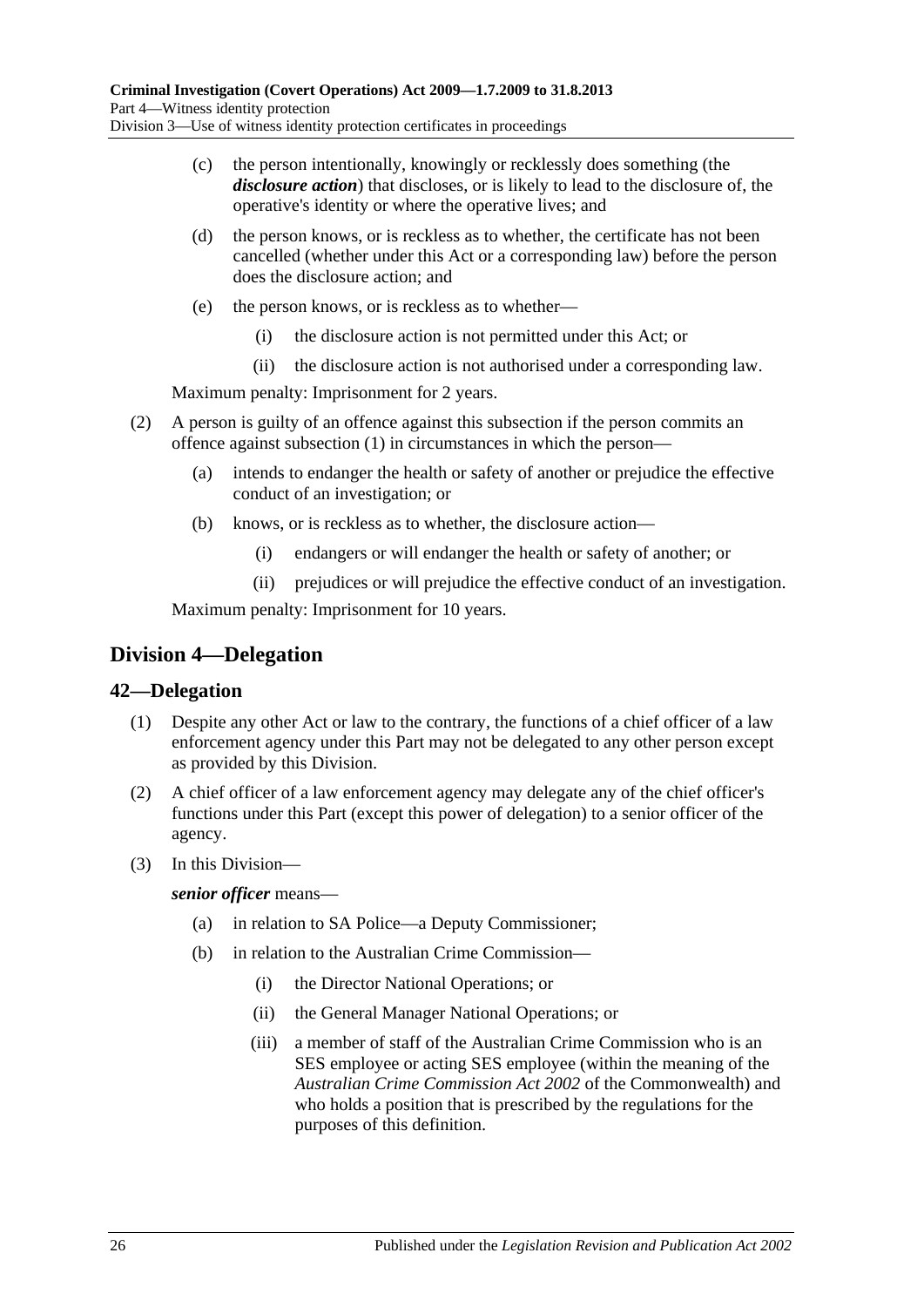(c) the person intentionally, knowingly or recklessly does something (the ***disclosure action***) that discloses, or is likely to lead to the disclosure of, the operative's identity or where the operative lives; and

(d) the person knows, or is reckless as to whether, the certificate has not been cancelled (whether under this Act or a corresponding law) before the person does the disclosure action; and

(e) the person knows, or is reckless as to whether—

(i) the disclosure action is not permitted under this Act; or

(ii) the disclosure action is not authorised under a corresponding law.

Maximum penalty: Imprisonment for 2 years.

(2) A person is guilty of an offence against this subsection if the person commits an offence against subsection (1) in circumstances in which the person—

(a) intends to endanger the health or safety of another or prejudice the effective conduct of an investigation; or

(b) knows, or is reckless as to whether, the disclosure action—

(i) endangers or will endanger the health or safety of another; or

(ii) prejudices or will prejudice the effective conduct of an investigation.

Maximum penalty: Imprisonment for 10 years.

## Division 4—Delegation

### 42—Delegation

(1) Despite any other Act or law to the contrary, the functions of a chief officer of a law enforcement agency under this Part may not be delegated to any other person except as provided by this Division.

(2) A chief officer of a law enforcement agency may delegate any of the chief officer's functions under this Part (except this power of delegation) to a senior officer of the agency.

(3) In this Division—

***senior officer*** means—

(a) in relation to SA Police—a Deputy Commissioner;

(b) in relation to the Australian Crime Commission—

(i) the Director National Operations; or

(ii) the General Manager National Operations; or

(iii) a member of staff of the Australian Crime Commission who is an SES employee or acting SES employee (within the meaning of the *Australian Crime Commission Act 2002* of the Commonwealth) and who holds a position that is prescribed by the regulations for the purposes of this definition.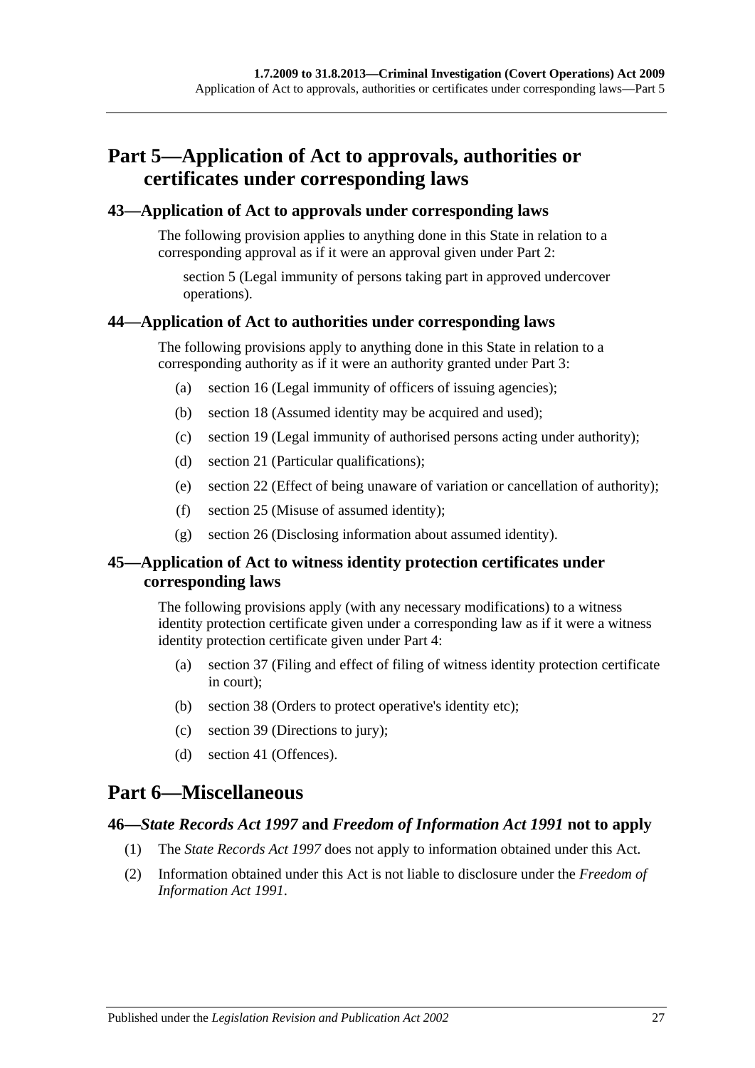# Part 5—Application of Act to approvals, authorities or certificates under corresponding laws

## 43—Application of Act to approvals under corresponding laws

The following provision applies to anything done in this State in relation to a corresponding approval as if it were an approval given under Part 2:

section 5 (Legal immunity of persons taking part in approved undercover operations).

## 44—Application of Act to authorities under corresponding laws

The following provisions apply to anything done in this State in relation to a corresponding authority as if it were an authority granted under Part 3:

(a) section 16 (Legal immunity of officers of issuing agencies);

(b) section 18 (Assumed identity may be acquired and used);

(c) section 19 (Legal immunity of authorised persons acting under authority);

(d) section 21 (Particular qualifications);

(e) section 22 (Effect of being unaware of variation or cancellation of authority);

(f) section 25 (Misuse of assumed identity);

(g) section 26 (Disclosing information about assumed identity).

## 45—Application of Act to witness identity protection certificates under corresponding laws

The following provisions apply (with any necessary modifications) to a witness identity protection certificate given under a corresponding law as if it were a witness identity protection certificate given under Part 4:

(a) section 37 (Filing and effect of filing of witness identity protection certificate in court);

(b) section 38 (Orders to protect operative's identity etc);

(c) section 39 (Directions to jury);

(d) section 41 (Offences).

# Part 6—Miscellaneous

## 46—*State Records Act 1997* and *Freedom of Information Act 1991* not to apply

(1) The *State Records Act 1997* does not apply to information obtained under this Act.

(2) Information obtained under this Act is not liable to disclosure under the *Freedom of Information Act 1991*.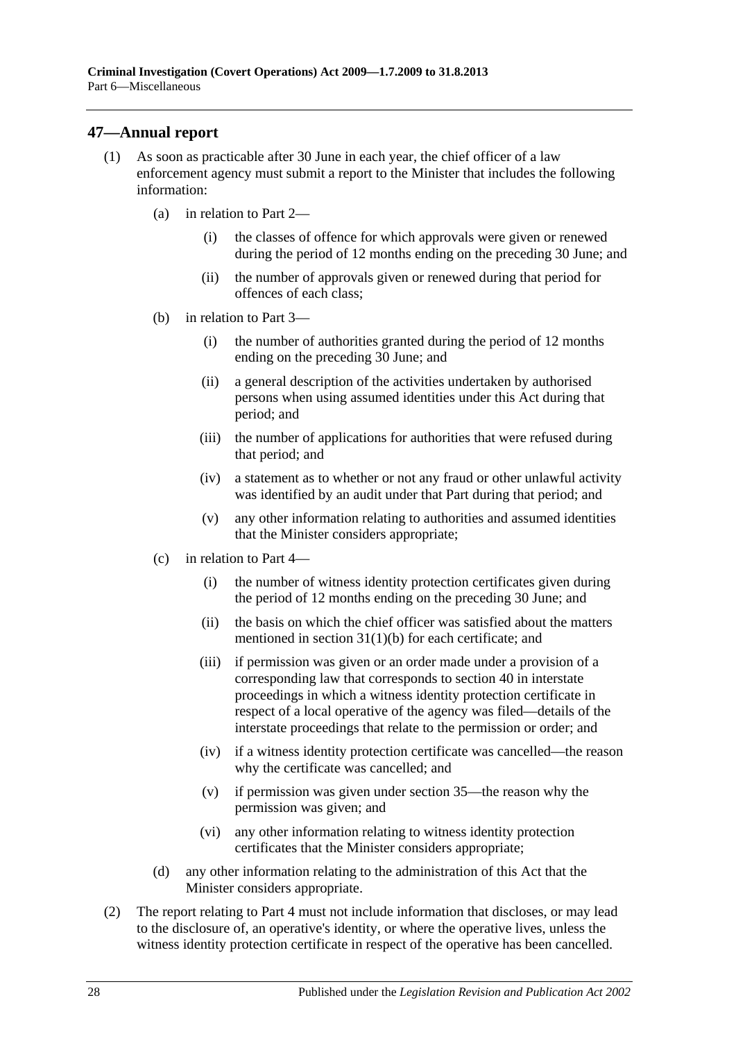## 47—Annual report

(1) As soon as practicable after 30 June in each year, the chief officer of a law enforcement agency must submit a report to the Minister that includes the following information:

(a) in relation to Part 2—

(i) the classes of offence for which approvals were given or renewed during the period of 12 months ending on the preceding 30 June; and

(ii) the number of approvals given or renewed during that period for offences of each class;

(b) in relation to Part 3—

(i) the number of authorities granted during the period of 12 months ending on the preceding 30 June; and

(ii) a general description of the activities undertaken by authorised persons when using assumed identities under this Act during that period; and

(iii) the number of applications for authorities that were refused during that period; and

(iv) a statement as to whether or not any fraud or other unlawful activity was identified by an audit under that Part during that period; and

(v) any other information relating to authorities and assumed identities that the Minister considers appropriate;

(c) in relation to Part 4—

(i) the number of witness identity protection certificates given during the period of 12 months ending on the preceding 30 June; and

(ii) the basis on which the chief officer was satisfied about the matters mentioned in section 31(1)(b) for each certificate; and

(iii) if permission was given or an order made under a provision of a corresponding law that corresponds to section 40 in interstate proceedings in which a witness identity protection certificate in respect of a local operative of the agency was filed—details of the interstate proceedings that relate to the permission or order; and

(iv) if a witness identity protection certificate was cancelled—the reason why the certificate was cancelled; and

(v) if permission was given under section 35—the reason why the permission was given; and

(vi) any other information relating to witness identity protection certificates that the Minister considers appropriate;

(d) any other information relating to the administration of this Act that the Minister considers appropriate.

(2) The report relating to Part 4 must not include information that discloses, or may lead to the disclosure of, an operative's identity, or where the operative lives, unless the witness identity protection certificate in respect of the operative has been cancelled.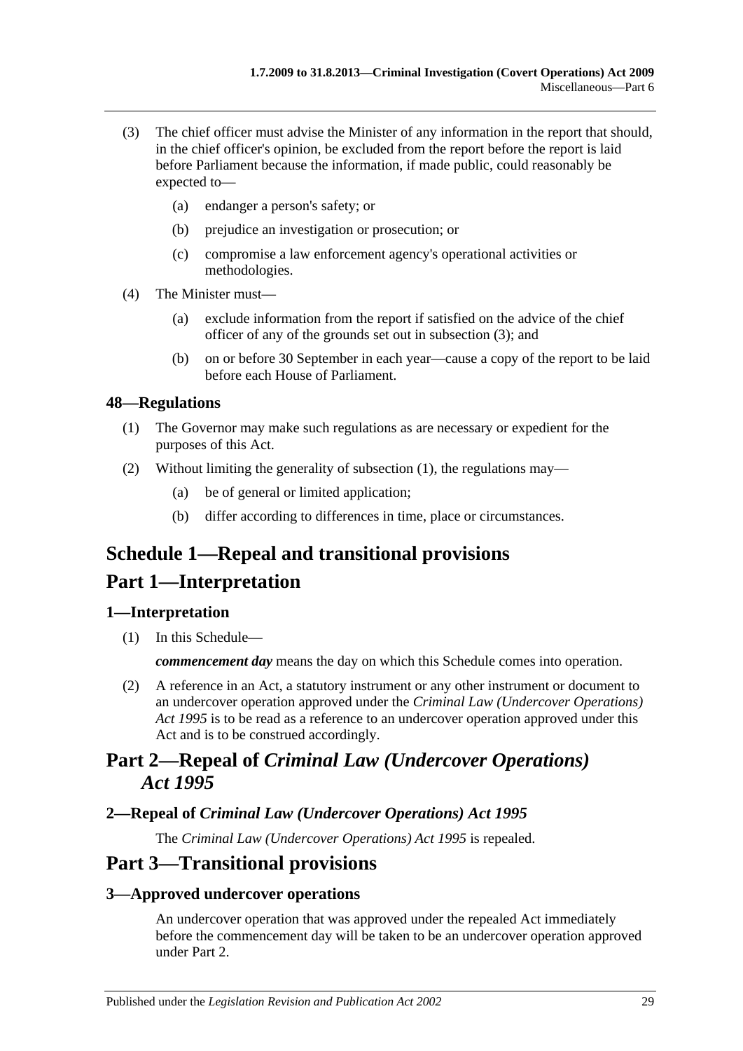(3) The chief officer must advise the Minister of any information in the report that should, in the chief officer's opinion, be excluded from the report before the report is laid before Parliament because the information, if made public, could reasonably be expected to—

(a) endanger a person's safety; or

(b) prejudice an investigation or prosecution; or

(c) compromise a law enforcement agency's operational activities or methodologies.

(4) The Minister must—

(a) exclude information from the report if satisfied on the advice of the chief officer of any of the grounds set out in subsection (3); and

(b) on or before 30 September in each year—cause a copy of the report to be laid before each House of Parliament.

### 48—Regulations

(1) The Governor may make such regulations as are necessary or expedient for the purposes of this Act.

(2) Without limiting the generality of subsection (1), the regulations may—

(a) be of general or limited application;

(b) differ according to differences in time, place or circumstances.

# Schedule 1—Repeal and transitional provisions

# Part 1—Interpretation

### 1—Interpretation

(1) In this Schedule—

***commencement day*** means the day on which this Schedule comes into operation.

(2) A reference in an Act, a statutory instrument or any other instrument or document to an undercover operation approved under the *Criminal Law (Undercover Operations) Act 1995* is to be read as a reference to an undercover operation approved under this Act and is to be construed accordingly.

# Part 2—Repeal of *Criminal Law (Undercover Operations) Act 1995*

### 2—Repeal of *Criminal Law (Undercover Operations) Act 1995*

The *Criminal Law (Undercover Operations) Act 1995* is repealed.

# Part 3—Transitional provisions

### 3—Approved undercover operations

An undercover operation that was approved under the repealed Act immediately before the commencement day will be taken to be an undercover operation approved under Part 2.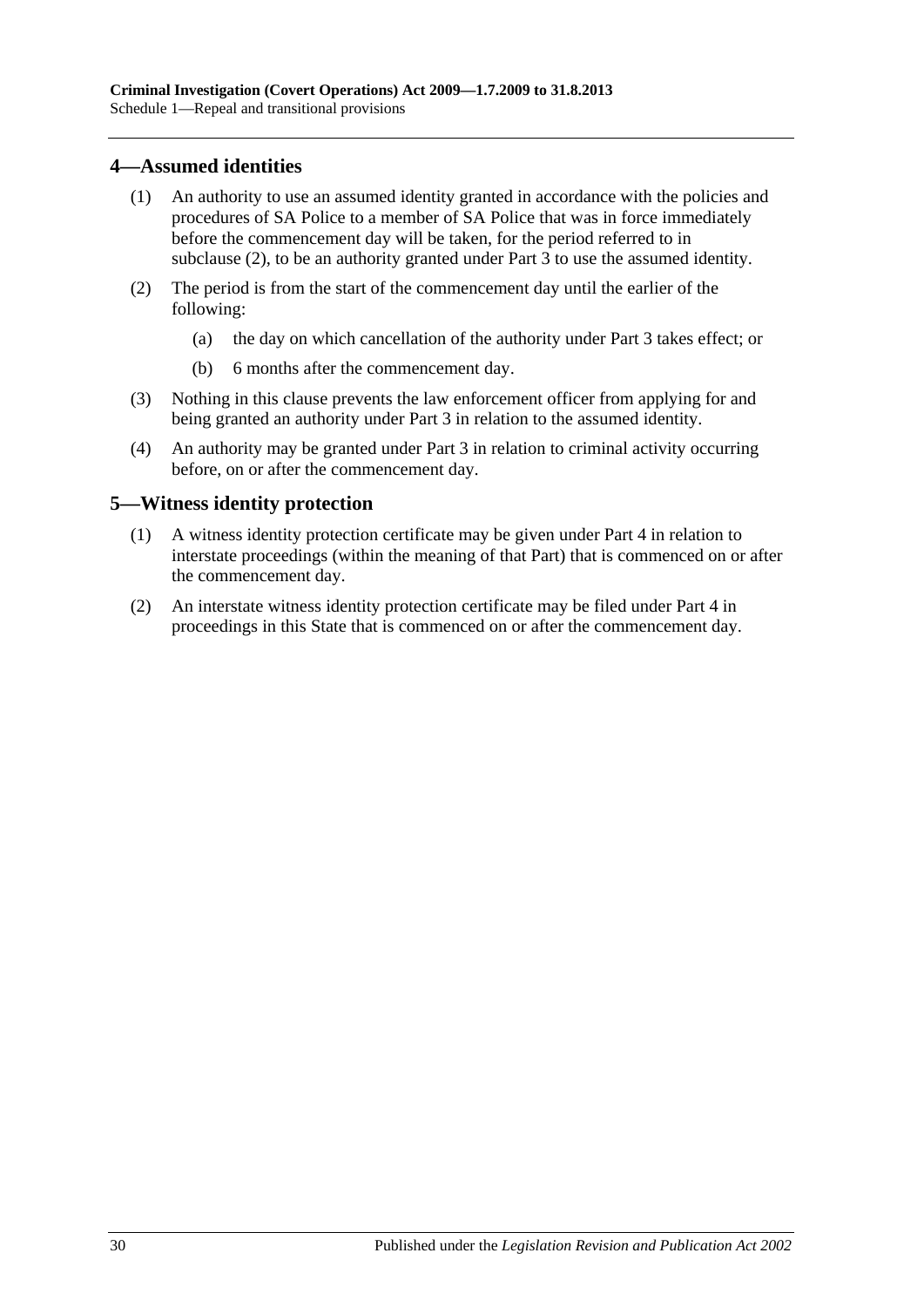## 4—Assumed identities

(1) An authority to use an assumed identity granted in accordance with the policies and procedures of SA Police to a member of SA Police that was in force immediately before the commencement day will be taken, for the period referred to in subclause (2), to be an authority granted under Part 3 to use the assumed identity.

(2) The period is from the start of the commencement day until the earlier of the following:

- (a) the day on which cancellation of the authority under Part 3 takes effect; or
- (b) 6 months after the commencement day.

(3) Nothing in this clause prevents the law enforcement officer from applying for and being granted an authority under Part 3 in relation to the assumed identity.

(4) An authority may be granted under Part 3 in relation to criminal activity occurring before, on or after the commencement day.

## 5—Witness identity protection

(1) A witness identity protection certificate may be given under Part 4 in relation to interstate proceedings (within the meaning of that Part) that is commenced on or after the commencement day.

(2) An interstate witness identity protection certificate may be filed under Part 4 in proceedings in this State that is commenced on or after the commencement day.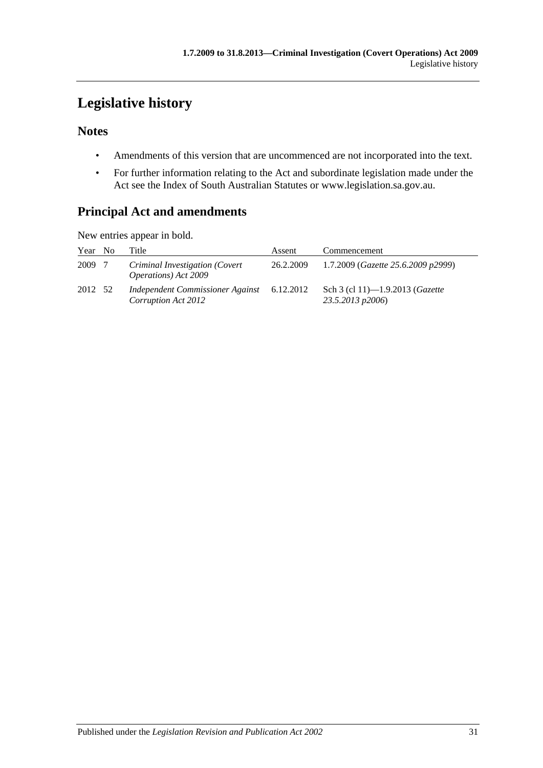# Legislative history

## Notes

- Amendments of this version that are uncommenced are not incorporated into the text.
- For further information relating to the Act and subordinate legislation made under the Act see the Index of South Australian Statutes or www.legislation.sa.gov.au.

## Principal Act and amendments

New entries appear in bold.

| Year | No | Title | Assent | Commencement |
|---|---|---|---|---|
| 2009 | 7 | *Criminal Investigation (Covert Operations) Act 2009* | 26.2.2009 | 1.7.2009 (*Gazette 25.6.2009 p2999*) |
| 2012 | 52 | *Independent Commissioner Against Corruption Act 2012* | 6.12.2012 | Sch 3 (cl 11)—1.9.2013 (*Gazette 23.5.2013 p2006*) |